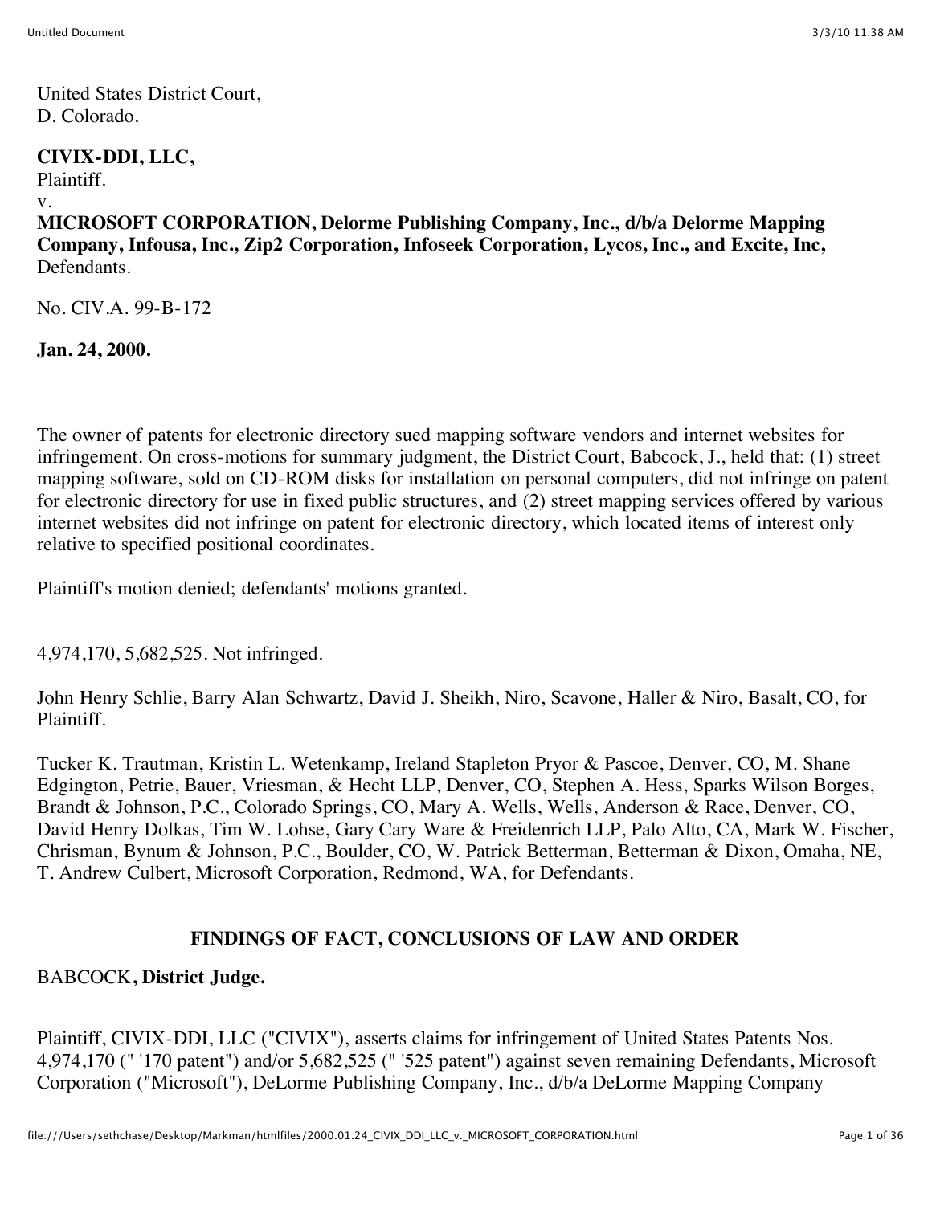United States District Court,
D. Colorado.

**CIVIX-DDI, LLC,**
Plaintiff.
v.
**MICROSOFT CORPORATION, Delorme Publishing Company, Inc., d/b/a Delorme Mapping Company, Infousa, Inc., Zip2 Corporation, Infoseek Corporation, Lycos, Inc., and Excite, Inc,**
Defendants.

No. CIV.A. 99-B-172

**Jan. 24, 2000.**

The owner of patents for electronic directory sued mapping software vendors and internet websites for infringement. On cross-motions for summary judgment, the District Court, Babcock, J., held that: (1) street mapping software, sold on CD-ROM disks for installation on personal computers, did not infringe on patent for electronic directory for use in fixed public structures, and (2) street mapping services offered by various internet websites did not infringe on patent for electronic directory, which located items of interest only relative to specified positional coordinates.

Plaintiff's motion denied; defendants' motions granted.

4,974,170, 5,682,525. Not infringed.

John Henry Schlie, Barry Alan Schwartz, David J. Sheikh, Niro, Scavone, Haller & Niro, Basalt, CO, for Plaintiff.

Tucker K. Trautman, Kristin L. Wetenkamp, Ireland Stapleton Pryor & Pascoe, Denver, CO, M. Shane Edgington, Petrie, Bauer, Vriesman, & Hecht LLP, Denver, CO, Stephen A. Hess, Sparks Wilson Borges, Brandt & Johnson, P.C., Colorado Springs, CO, Mary A. Wells, Wells, Anderson & Race, Denver, CO, David Henry Dolkas, Tim W. Lohse, Gary Cary Ware & Freidenrich LLP, Palo Alto, CA, Mark W. Fischer, Chrisman, Bynum & Johnson, P.C., Boulder, CO, W. Patrick Betterman, Betterman & Dixon, Omaha, NE, T. Andrew Culbert, Microsoft Corporation, Redmond, WA, for Defendants.

## FINDINGS OF FACT, CONCLUSIONS OF LAW AND ORDER

BABCOCK**, District Judge.**

Plaintiff, CIVIX-DDI, LLC ("CIVIX"), asserts claims for infringement of United States Patents Nos. 4,974,170 (" '170 patent") and/or 5,682,525 (" '525 patent") against seven remaining Defendants, Microsoft Corporation ("Microsoft"), DeLorme Publishing Company, Inc., d/b/a DeLorme Mapping Company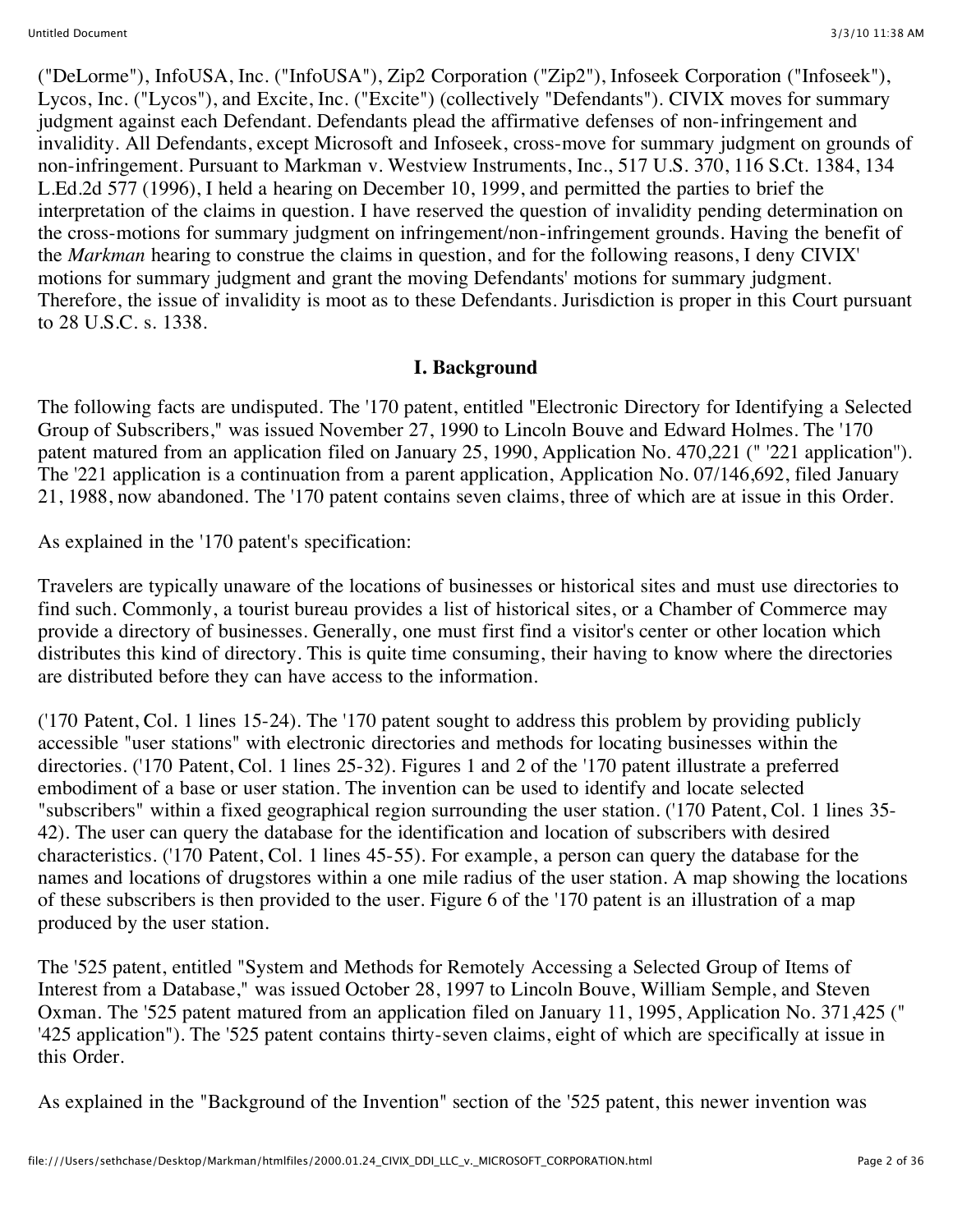("DeLorme"), InfoUSA, Inc. ("InfoUSA"), Zip2 Corporation ("Zip2"), Infoseek Corporation ("Infoseek"), Lycos, Inc. ("Lycos"), and Excite, Inc. ("Excite") (collectively "Defendants"). CIVIX moves for summary judgment against each Defendant. Defendants plead the affirmative defenses of non-infringement and invalidity. All Defendants, except Microsoft and Infoseek, cross-move for summary judgment on grounds of non-infringement. Pursuant to Markman v. Westview Instruments, Inc., 517 U.S. 370, 116 S.Ct. 1384, 134 L.Ed.2d 577 (1996), I held a hearing on December 10, 1999, and permitted the parties to brief the interpretation of the claims in question. I have reserved the question of invalidity pending determination on the cross-motions for summary judgment on infringement/non-infringement grounds. Having the benefit of the *Markman* hearing to construe the claims in question, and for the following reasons, I deny CIVIX' motions for summary judgment and grant the moving Defendants' motions for summary judgment. Therefore, the issue of invalidity is moot as to these Defendants. Jurisdiction is proper in this Court pursuant to 28 U.S.C. s. 1338.

## I. Background

The following facts are undisputed. The '170 patent, entitled "Electronic Directory for Identifying a Selected Group of Subscribers," was issued November 27, 1990 to Lincoln Bouve and Edward Holmes. The '170 patent matured from an application filed on January 25, 1990, Application No. 470,221 (" '221 application"). The '221 application is a continuation from a parent application, Application No. 07/146,692, filed January 21, 1988, now abandoned. The '170 patent contains seven claims, three of which are at issue in this Order.

As explained in the '170 patent's specification:

Travelers are typically unaware of the locations of businesses or historical sites and must use directories to find such. Commonly, a tourist bureau provides a list of historical sites, or a Chamber of Commerce may provide a directory of businesses. Generally, one must first find a visitor's center or other location which distributes this kind of directory. This is quite time consuming, their having to know where the directories are distributed before they can have access to the information.

('170 Patent, Col. 1 lines 15-24). The '170 patent sought to address this problem by providing publicly accessible "user stations" with electronic directories and methods for locating businesses within the directories. ('170 Patent, Col. 1 lines 25-32). Figures 1 and 2 of the '170 patent illustrate a preferred embodiment of a base or user station. The invention can be used to identify and locate selected "subscribers" within a fixed geographical region surrounding the user station. ('170 Patent, Col. 1 lines 35-42). The user can query the database for the identification and location of subscribers with desired characteristics. ('170 Patent, Col. 1 lines 45-55). For example, a person can query the database for the names and locations of drugstores within a one mile radius of the user station. A map showing the locations of these subscribers is then provided to the user. Figure 6 of the '170 patent is an illustration of a map produced by the user station.

The '525 patent, entitled "System and Methods for Remotely Accessing a Selected Group of Items of Interest from a Database," was issued October 28, 1997 to Lincoln Bouve, William Semple, and Steven Oxman. The '525 patent matured from an application filed on January 11, 1995, Application No. 371,425 (" '425 application"). The '525 patent contains thirty-seven claims, eight of which are specifically at issue in this Order.

As explained in the "Background of the Invention" section of the '525 patent, this newer invention was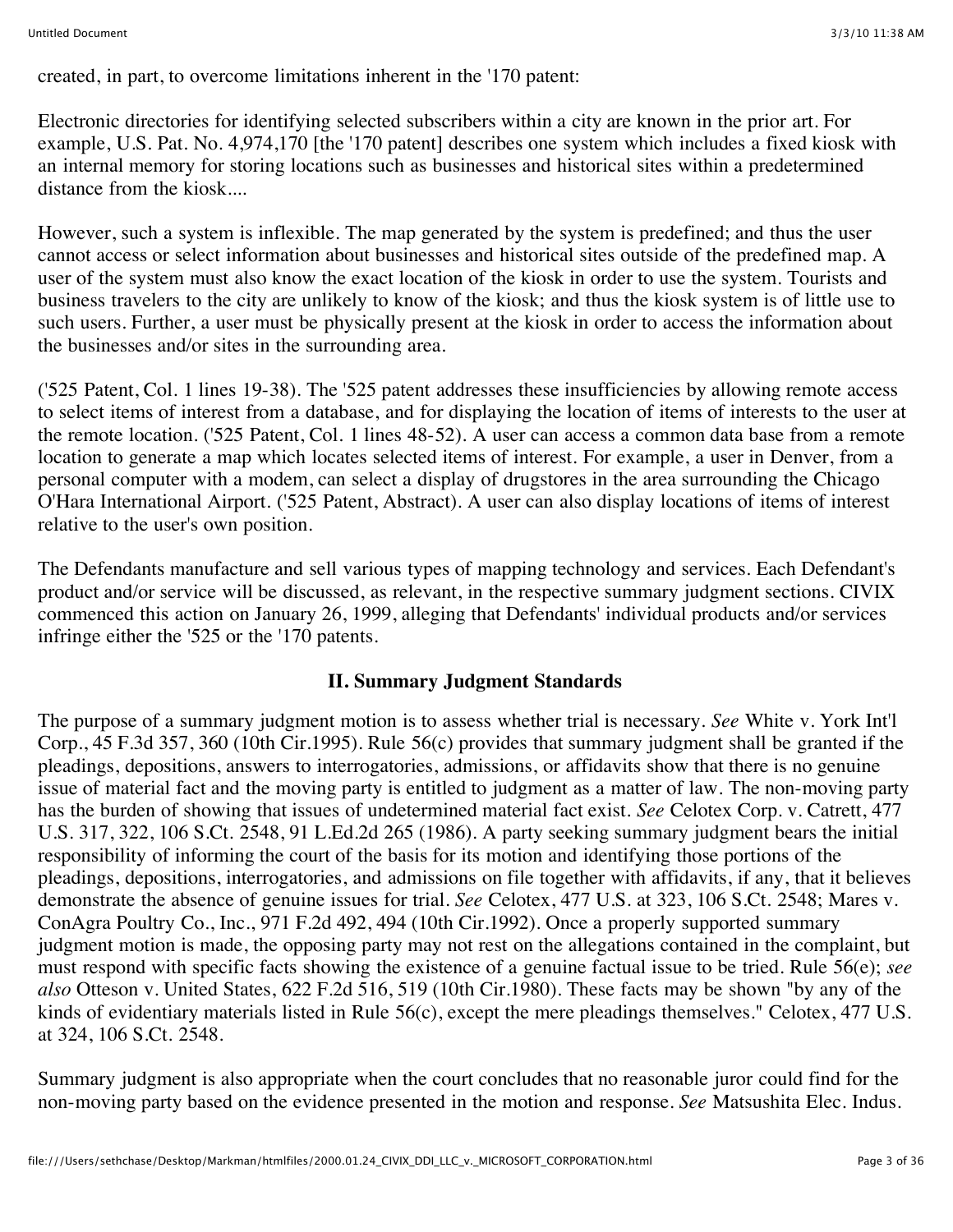created, in part, to overcome limitations inherent in the '170 patent:

Electronic directories for identifying selected subscribers within a city are known in the prior art. For example, U.S. Pat. No. 4,974,170 [the '170 patent] describes one system which includes a fixed kiosk with an internal memory for storing locations such as businesses and historical sites within a predetermined distance from the kiosk....

However, such a system is inflexible. The map generated by the system is predefined; and thus the user cannot access or select information about businesses and historical sites outside of the predefined map. A user of the system must also know the exact location of the kiosk in order to use the system. Tourists and business travelers to the city are unlikely to know of the kiosk; and thus the kiosk system is of little use to such users. Further, a user must be physically present at the kiosk in order to access the information about the businesses and/or sites in the surrounding area.

('525 Patent, Col. 1 lines 19-38). The '525 patent addresses these insufficiencies by allowing remote access to select items of interest from a database, and for displaying the location of items of interests to the user at the remote location. ('525 Patent, Col. 1 lines 48-52). A user can access a common data base from a remote location to generate a map which locates selected items of interest. For example, a user in Denver, from a personal computer with a modem, can select a display of drugstores in the area surrounding the Chicago O'Hara International Airport. ('525 Patent, Abstract). A user can also display locations of items of interest relative to the user's own position.

The Defendants manufacture and sell various types of mapping technology and services. Each Defendant's product and/or service will be discussed, as relevant, in the respective summary judgment sections. CIVIX commenced this action on January 26, 1999, alleging that Defendants' individual products and/or services infringe either the '525 or the '170 patents.

## II. Summary Judgment Standards

The purpose of a summary judgment motion is to assess whether trial is necessary. *See* White v. York Int'l Corp., 45 F.3d 357, 360 (10th Cir.1995). Rule 56(c) provides that summary judgment shall be granted if the pleadings, depositions, answers to interrogatories, admissions, or affidavits show that there is no genuine issue of material fact and the moving party is entitled to judgment as a matter of law. The non-moving party has the burden of showing that issues of undetermined material fact exist. *See* Celotex Corp. v. Catrett, 477 U.S. 317, 322, 106 S.Ct. 2548, 91 L.Ed.2d 265 (1986). A party seeking summary judgment bears the initial responsibility of informing the court of the basis for its motion and identifying those portions of the pleadings, depositions, interrogatories, and admissions on file together with affidavits, if any, that it believes demonstrate the absence of genuine issues for trial. *See* Celotex, 477 U.S. at 323, 106 S.Ct. 2548; Mares v. ConAgra Poultry Co., Inc., 971 F.2d 492, 494 (10th Cir.1992). Once a properly supported summary judgment motion is made, the opposing party may not rest on the allegations contained in the complaint, but must respond with specific facts showing the existence of a genuine factual issue to be tried. Rule 56(e); *see also* Otteson v. United States, 622 F.2d 516, 519 (10th Cir.1980). These facts may be shown "by any of the kinds of evidentiary materials listed in Rule 56(c), except the mere pleadings themselves." Celotex, 477 U.S. at 324, 106 S.Ct. 2548.

Summary judgment is also appropriate when the court concludes that no reasonable juror could find for the non-moving party based on the evidence presented in the motion and response. *See* Matsushita Elec. Indus.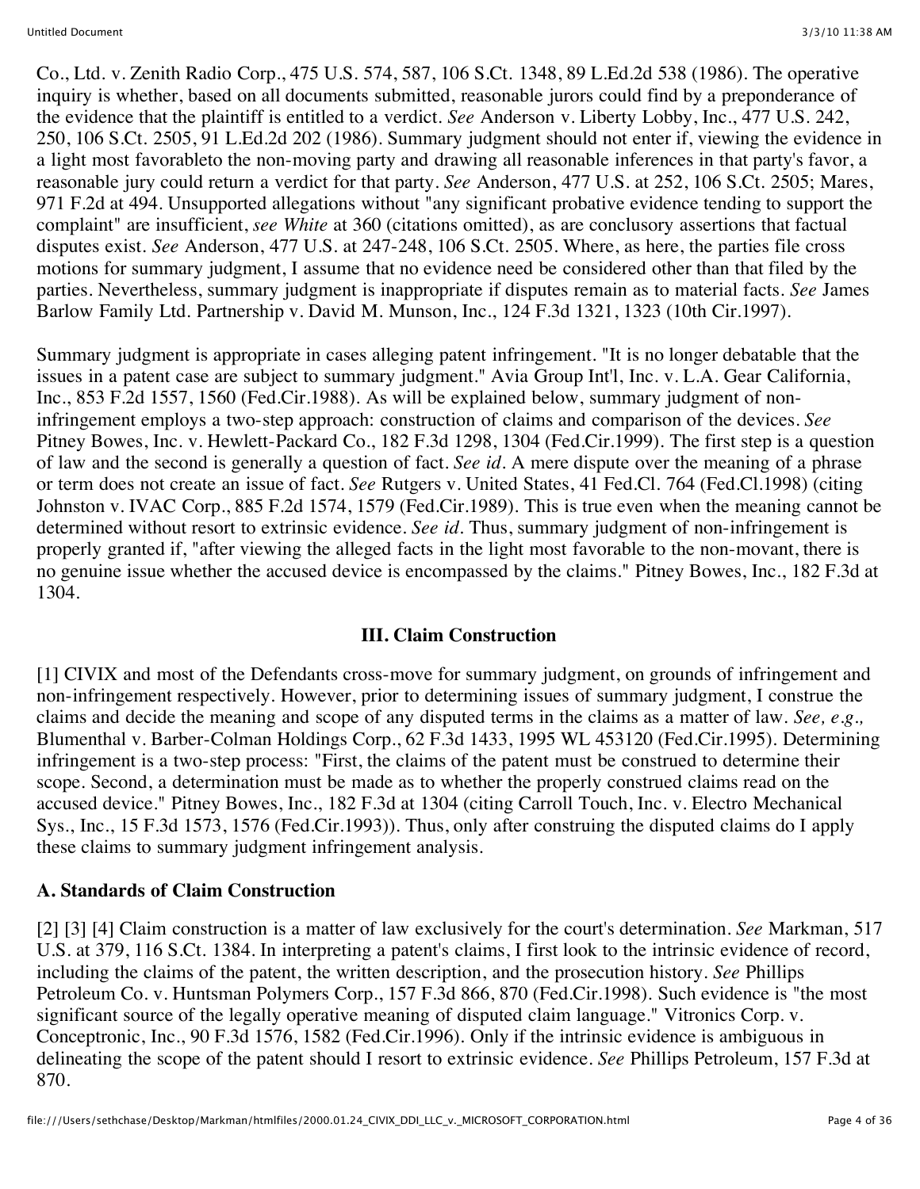Co., Ltd. v. Zenith Radio Corp., 475 U.S. 574, 587, 106 S.Ct. 1348, 89 L.Ed.2d 538 (1986). The operative inquiry is whether, based on all documents submitted, reasonable jurors could find by a preponderance of the evidence that the plaintiff is entitled to a verdict. *See* Anderson v. Liberty Lobby, Inc., 477 U.S. 242, 250, 106 S.Ct. 2505, 91 L.Ed.2d 202 (1986). Summary judgment should not enter if, viewing the evidence in a light most favorableto the non-moving party and drawing all reasonable inferences in that party's favor, a reasonable jury could return a verdict for that party. *See* Anderson, 477 U.S. at 252, 106 S.Ct. 2505; Mares, 971 F.2d at 494. Unsupported allegations without "any significant probative evidence tending to support the complaint" are insufficient, *see White* at 360 (citations omitted), as are conclusory assertions that factual disputes exist. *See* Anderson, 477 U.S. at 247-248, 106 S.Ct. 2505. Where, as here, the parties file cross motions for summary judgment, I assume that no evidence need be considered other than that filed by the parties. Nevertheless, summary judgment is inappropriate if disputes remain as to material facts. *See* James Barlow Family Ltd. Partnership v. David M. Munson, Inc., 124 F.3d 1321, 1323 (10th Cir.1997).

Summary judgment is appropriate in cases alleging patent infringement. "It is no longer debatable that the issues in a patent case are subject to summary judgment." Avia Group Int'l, Inc. v. L.A. Gear California, Inc., 853 F.2d 1557, 1560 (Fed.Cir.1988). As will be explained below, summary judgment of non-infringement employs a two-step approach: construction of claims and comparison of the devices. *See* Pitney Bowes, Inc. v. Hewlett-Packard Co., 182 F.3d 1298, 1304 (Fed.Cir.1999). The first step is a question of law and the second is generally a question of fact. *See id.* A mere dispute over the meaning of a phrase or term does not create an issue of fact. *See* Rutgers v. United States, 41 Fed.Cl. 764 (Fed.Cl.1998) (citing Johnston v. IVAC Corp., 885 F.2d 1574, 1579 (Fed.Cir.1989). This is true even when the meaning cannot be determined without resort to extrinsic evidence. *See id.* Thus, summary judgment of non-infringement is properly granted if, "after viewing the alleged facts in the light most favorable to the non-movant, there is no genuine issue whether the accused device is encompassed by the claims." Pitney Bowes, Inc., 182 F.3d at 1304.

## III. Claim Construction

[1] CIVIX and most of the Defendants cross-move for summary judgment, on grounds of infringement and non-infringement respectively. However, prior to determining issues of summary judgment, I construe the claims and decide the meaning and scope of any disputed terms in the claims as a matter of law. *See, e.g.,* Blumenthal v. Barber-Colman Holdings Corp., 62 F.3d 1433, 1995 WL 453120 (Fed.Cir.1995). Determining infringement is a two-step process: "First, the claims of the patent must be construed to determine their scope. Second, a determination must be made as to whether the properly construed claims read on the accused device." Pitney Bowes, Inc., 182 F.3d at 1304 (citing Carroll Touch, Inc. v. Electro Mechanical Sys., Inc., 15 F.3d 1573, 1576 (Fed.Cir.1993)). Thus, only after construing the disputed claims do I apply these claims to summary judgment infringement analysis.

### A. Standards of Claim Construction

[2] [3] [4] Claim construction is a matter of law exclusively for the court's determination. *See* Markman, 517 U.S. at 379, 116 S.Ct. 1384. In interpreting a patent's claims, I first look to the intrinsic evidence of record, including the claims of the patent, the written description, and the prosecution history. *See* Phillips Petroleum Co. v. Huntsman Polymers Corp., 157 F.3d 866, 870 (Fed.Cir.1998). Such evidence is "the most significant source of the legally operative meaning of disputed claim language." Vitronics Corp. v. Conceptronic, Inc., 90 F.3d 1576, 1582 (Fed.Cir.1996). Only if the intrinsic evidence is ambiguous in delineating the scope of the patent should I resort to extrinsic evidence. *See* Phillips Petroleum, 157 F.3d at 870.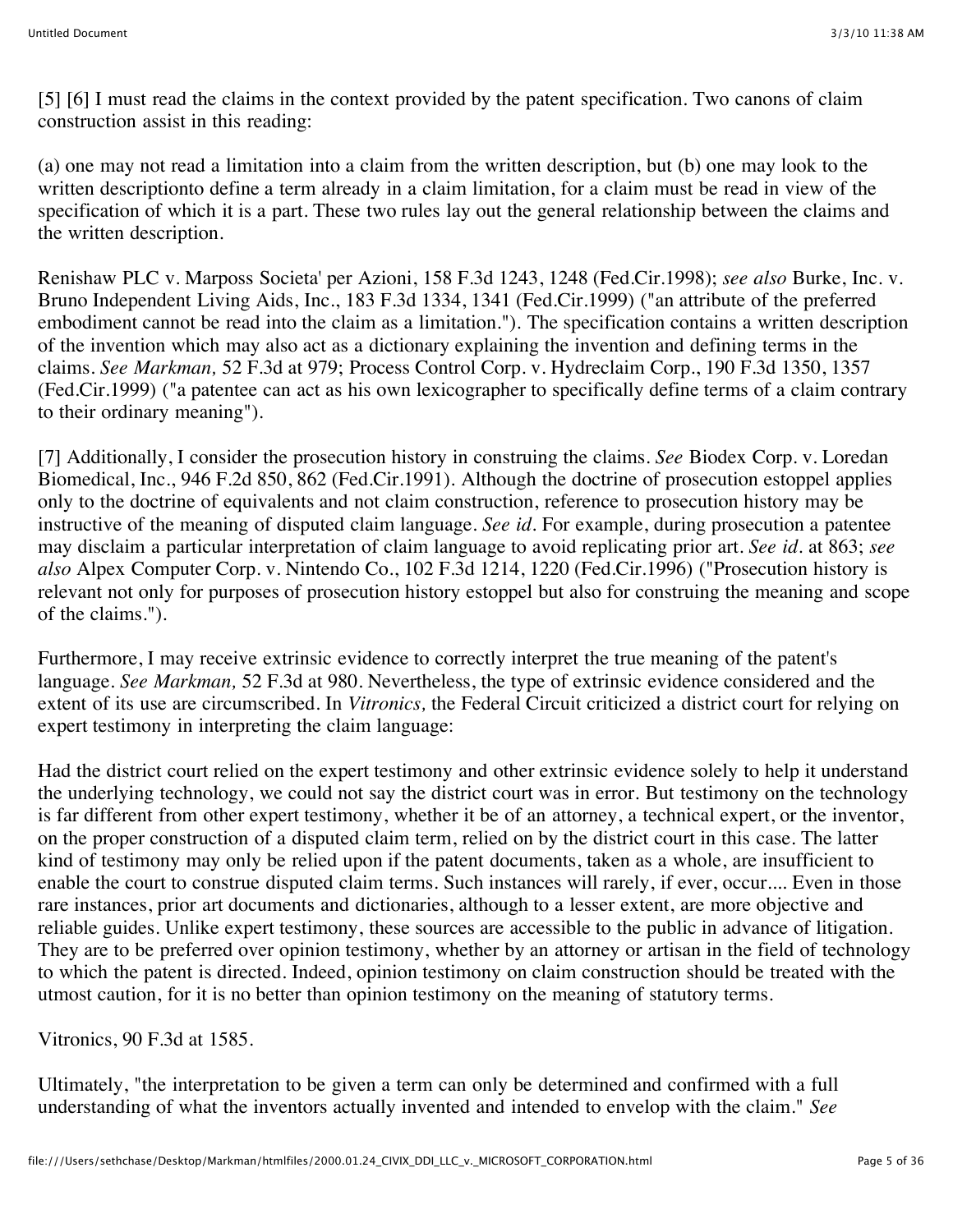[5] [6] I must read the claims in the context provided by the patent specification. Two canons of claim construction assist in this reading:

(a) one may not read a limitation into a claim from the written description, but (b) one may look to the written descriptionto define a term already in a claim limitation, for a claim must be read in view of the specification of which it is a part. These two rules lay out the general relationship between the claims and the written description.

Renishaw PLC v. Marposs Societa' per Azioni, 158 F.3d 1243, 1248 (Fed.Cir.1998); *see also* Burke, Inc. v. Bruno Independent Living Aids, Inc., 183 F.3d 1334, 1341 (Fed.Cir.1999) ("an attribute of the preferred embodiment cannot be read into the claim as a limitation."). The specification contains a written description of the invention which may also act as a dictionary explaining the invention and defining terms in the claims. *See Markman,* 52 F.3d at 979; Process Control Corp. v. Hydreclaim Corp., 190 F.3d 1350, 1357 (Fed.Cir.1999) ("a patentee can act as his own lexicographer to specifically define terms of a claim contrary to their ordinary meaning").

[7] Additionally, I consider the prosecution history in construing the claims. *See* Biodex Corp. v. Loredan Biomedical, Inc., 946 F.2d 850, 862 (Fed.Cir.1991). Although the doctrine of prosecution estoppel applies only to the doctrine of equivalents and not claim construction, reference to prosecution history may be instructive of the meaning of disputed claim language. *See id.* For example, during prosecution a patentee may disclaim a particular interpretation of claim language to avoid replicating prior art. *See id.* at 863; *see also* Alpex Computer Corp. v. Nintendo Co., 102 F.3d 1214, 1220 (Fed.Cir.1996) ("Prosecution history is relevant not only for purposes of prosecution history estoppel but also for construing the meaning and scope of the claims.").

Furthermore, I may receive extrinsic evidence to correctly interpret the true meaning of the patent's language. *See Markman,* 52 F.3d at 980. Nevertheless, the type of extrinsic evidence considered and the extent of its use are circumscribed. In *Vitronics,* the Federal Circuit criticized a district court for relying on expert testimony in interpreting the claim language:

Had the district court relied on the expert testimony and other extrinsic evidence solely to help it understand the underlying technology, we could not say the district court was in error. But testimony on the technology is far different from other expert testimony, whether it be of an attorney, a technical expert, or the inventor, on the proper construction of a disputed claim term, relied on by the district court in this case. The latter kind of testimony may only be relied upon if the patent documents, taken as a whole, are insufficient to enable the court to construe disputed claim terms. Such instances will rarely, if ever, occur.... Even in those rare instances, prior art documents and dictionaries, although to a lesser extent, are more objective and reliable guides. Unlike expert testimony, these sources are accessible to the public in advance of litigation. They are to be preferred over opinion testimony, whether by an attorney or artisan in the field of technology to which the patent is directed. Indeed, opinion testimony on claim construction should be treated with the utmost caution, for it is no better than opinion testimony on the meaning of statutory terms.

Vitronics, 90 F.3d at 1585.

Ultimately, "the interpretation to be given a term can only be determined and confirmed with a full understanding of what the inventors actually invented and intended to envelop with the claim." *See*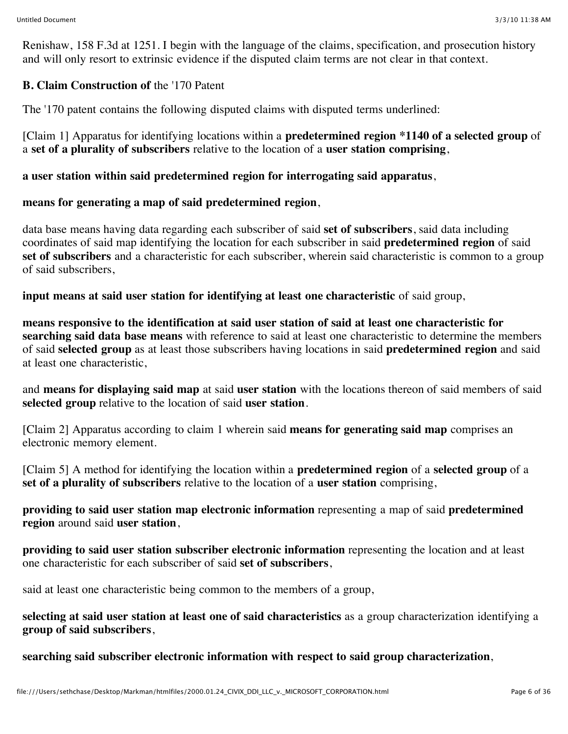Renishaw, 158 F.3d at 1251. I begin with the language of the claims, specification, and prosecution history and will only resort to extrinsic evidence if the disputed claim terms are not clear in that context.

**B. Claim Construction of** the '170 Patent

The '170 patent contains the following disputed claims with disputed terms underlined:

[Claim 1] Apparatus for identifying locations within a **predetermined region *1140 of a selected group** of a **set of a plurality of subscribers** relative to the location of a **user station comprising**,

**a user station within said predetermined region for interrogating said apparatus**,

**means for generating a map of said predetermined region**,

data base means having data regarding each subscriber of said **set of subscribers**, said data including coordinates of said map identifying the location for each subscriber in said **predetermined region** of said **set of subscribers** and a characteristic for each subscriber, wherein said characteristic is common to a group of said subscribers,

**input means at said user station for identifying at least one characteristic** of said group,

**means responsive to the identification at said user station of said at least one characteristic for searching said data base means** with reference to said at least one characteristic to determine the members of said **selected group** as at least those subscribers having locations in said **predetermined region** and said at least one characteristic,

and **means for displaying said map** at said **user station** with the locations thereon of said members of said **selected group** relative to the location of said **user station**.

[Claim 2] Apparatus according to claim 1 wherein said **means for generating said map** comprises an electronic memory element.

[Claim 5] A method for identifying the location within a **predetermined region** of a **selected group** of a **set of a plurality of subscribers** relative to the location of a **user station** comprising,

**providing to said user station map electronic information** representing a map of said **predetermined region** around said **user station**,

**providing to said user station subscriber electronic information** representing the location and at least one characteristic for each subscriber of said **set of subscribers**,

said at least one characteristic being common to the members of a group,

**selecting at said user station at least one of said characteristics** as a group characterization identifying a **group of said subscribers**,

**searching said subscriber electronic information with respect to said group characterization**,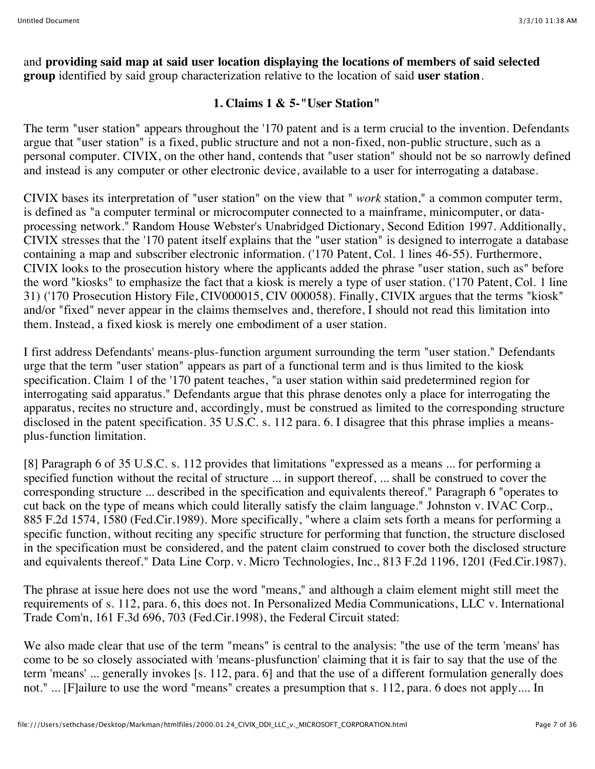and **providing said map at said user location displaying the locations of members of said selected group** identified by said group characterization relative to the location of said **user station**.

### 1. Claims 1 & 5-"User Station"

The term "user station" appears throughout the '170 patent and is a term crucial to the invention. Defendants argue that "user station" is a fixed, public structure and not a non-fixed, non-public structure, such as a personal computer. CIVIX, on the other hand, contends that "user station" should not be so narrowly defined and instead is any computer or other electronic device, available to a user for interrogating a database.

CIVIX bases its interpretation of "user station" on the view that " *work* station," a common computer term, is defined as "a computer terminal or microcomputer connected to a mainframe, minicomputer, or data-processing network." Random House Webster's Unabridged Dictionary, Second Edition 1997. Additionally, CIVIX stresses that the '170 patent itself explains that the "user station" is designed to interrogate a database containing a map and subscriber electronic information. ('170 Patent, Col. 1 lines 46-55). Furthermore, CIVIX looks to the prosecution history where the applicants added the phrase "user station, such as" before the word "kiosks" to emphasize the fact that a kiosk is merely a type of user station. ('170 Patent, Col. 1 line 31) ('170 Prosecution History File, CIV000015, CIV 000058). Finally, CIVIX argues that the terms "kiosk" and/or "fixed" never appear in the claims themselves and, therefore, I should not read this limitation into them. Instead, a fixed kiosk is merely one embodiment of a user station.

I first address Defendants' means-plus-function argument surrounding the term "user station." Defendants urge that the term "user station" appears as part of a functional term and is thus limited to the kiosk specification. Claim 1 of the '170 patent teaches, "a user station within said predetermined region for interrogating said apparatus." Defendants argue that this phrase denotes only a place for interrogating the apparatus, recites no structure and, accordingly, must be construed as limited to the corresponding structure disclosed in the patent specification. 35 U.S.C. s. 112 para. 6. I disagree that this phrase implies a means-plus-function limitation.

[8] Paragraph 6 of 35 U.S.C. s. 112 provides that limitations "expressed as a means ... for performing a specified function without the recital of structure ... in support thereof, ... shall be construed to cover the corresponding structure ... described in the specification and equivalents thereof." Paragraph 6 "operates to cut back on the type of means which could literally satisfy the claim language." Johnston v. IVAC Corp., 885 F.2d 1574, 1580 (Fed.Cir.1989). More specifically, "where a claim sets forth a means for performing a specific function, without reciting any specific structure for performing that function, the structure disclosed in the specification must be considered, and the patent claim construed to cover both the disclosed structure and equivalents thereof." Data Line Corp. v. Micro Technologies, Inc., 813 F.2d 1196, 1201 (Fed.Cir.1987).

The phrase at issue here does not use the word "means," and although a claim element might still meet the requirements of s. 112, para. 6, this does not. In Personalized Media Communications, LLC v. International Trade Com'n, 161 F.3d 696, 703 (Fed.Cir.1998), the Federal Circuit stated:

We also made clear that use of the term "means" is central to the analysis: "the use of the term 'means' has come to be so closely associated with 'means-plusfunction' claiming that it is fair to say that the use of the term 'means' ... generally invokes [s. 112, para. 6] and that the use of a different formulation generally does not." ... [F]ailure to use the word "means" creates a presumption that s. 112, para. 6 does not apply.... In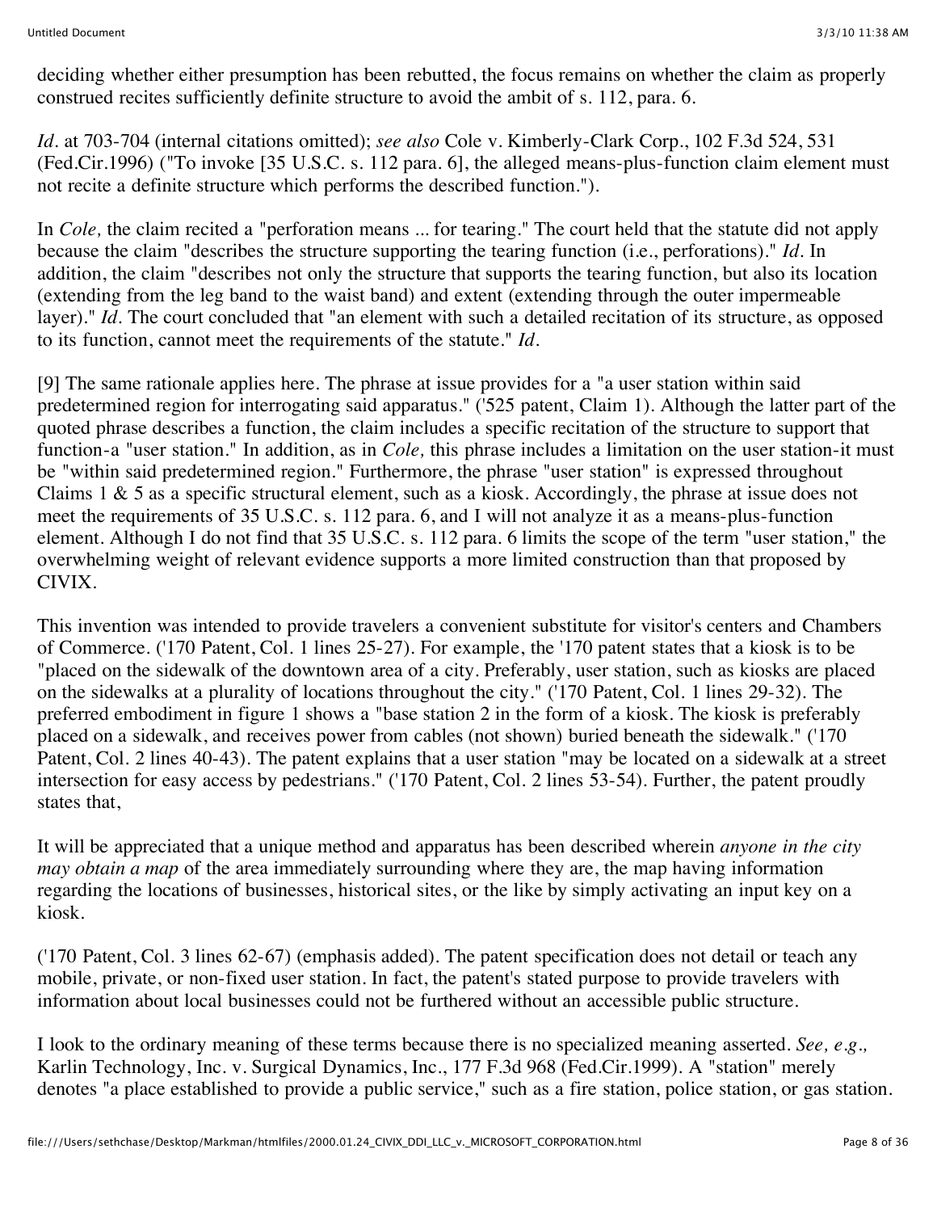deciding whether either presumption has been rebutted, the focus remains on whether the claim as properly construed recites sufficiently definite structure to avoid the ambit of s. 112, para. 6.

*Id.* at 703-704 (internal citations omitted); *see also* Cole v. Kimberly-Clark Corp., 102 F.3d 524, 531 (Fed.Cir.1996) ("To invoke [35 U.S.C. s. 112 para. 6], the alleged means-plus-function claim element must not recite a definite structure which performs the described function.").

In *Cole,* the claim recited a "perforation means ... for tearing." The court held that the statute did not apply because the claim "describes the structure supporting the tearing function (i.e., perforations)." *Id.* In addition, the claim "describes not only the structure that supports the tearing function, but also its location (extending from the leg band to the waist band) and extent (extending through the outer impermeable layer)." *Id.* The court concluded that "an element with such a detailed recitation of its structure, as opposed to its function, cannot meet the requirements of the statute." *Id.*

[9] The same rationale applies here. The phrase at issue provides for a "a user station within said predetermined region for interrogating said apparatus." ('525 patent, Claim 1). Although the latter part of the quoted phrase describes a function, the claim includes a specific recitation of the structure to support that function-a "user station." In addition, as in *Cole,* this phrase includes a limitation on the user station-it must be "within said predetermined region." Furthermore, the phrase "user station" is expressed throughout Claims 1 & 5 as a specific structural element, such as a kiosk. Accordingly, the phrase at issue does not meet the requirements of 35 U.S.C. s. 112 para. 6, and I will not analyze it as a means-plus-function element. Although I do not find that 35 U.S.C. s. 112 para. 6 limits the scope of the term "user station," the overwhelming weight of relevant evidence supports a more limited construction than that proposed by CIVIX.

This invention was intended to provide travelers a convenient substitute for visitor's centers and Chambers of Commerce. ('170 Patent, Col. 1 lines 25-27). For example, the '170 patent states that a kiosk is to be "placed on the sidewalk of the downtown area of a city. Preferably, user station, such as kiosks are placed on the sidewalks at a plurality of locations throughout the city." ('170 Patent, Col. 1 lines 29-32). The preferred embodiment in figure 1 shows a "base station 2 in the form of a kiosk. The kiosk is preferably placed on a sidewalk, and receives power from cables (not shown) buried beneath the sidewalk." ('170 Patent, Col. 2 lines 40-43). The patent explains that a user station "may be located on a sidewalk at a street intersection for easy access by pedestrians." ('170 Patent, Col. 2 lines 53-54). Further, the patent proudly states that,

It will be appreciated that a unique method and apparatus has been described wherein *anyone in the city may obtain a map* of the area immediately surrounding where they are, the map having information regarding the locations of businesses, historical sites, or the like by simply activating an input key on a kiosk.

('170 Patent, Col. 3 lines 62-67) (emphasis added). The patent specification does not detail or teach any mobile, private, or non-fixed user station. In fact, the patent's stated purpose to provide travelers with information about local businesses could not be furthered without an accessible public structure.

I look to the ordinary meaning of these terms because there is no specialized meaning asserted. *See, e.g.,* Karlin Technology, Inc. v. Surgical Dynamics, Inc., 177 F.3d 968 (Fed.Cir.1999). A "station" merely denotes "a place established to provide a public service," such as a fire station, police station, or gas station.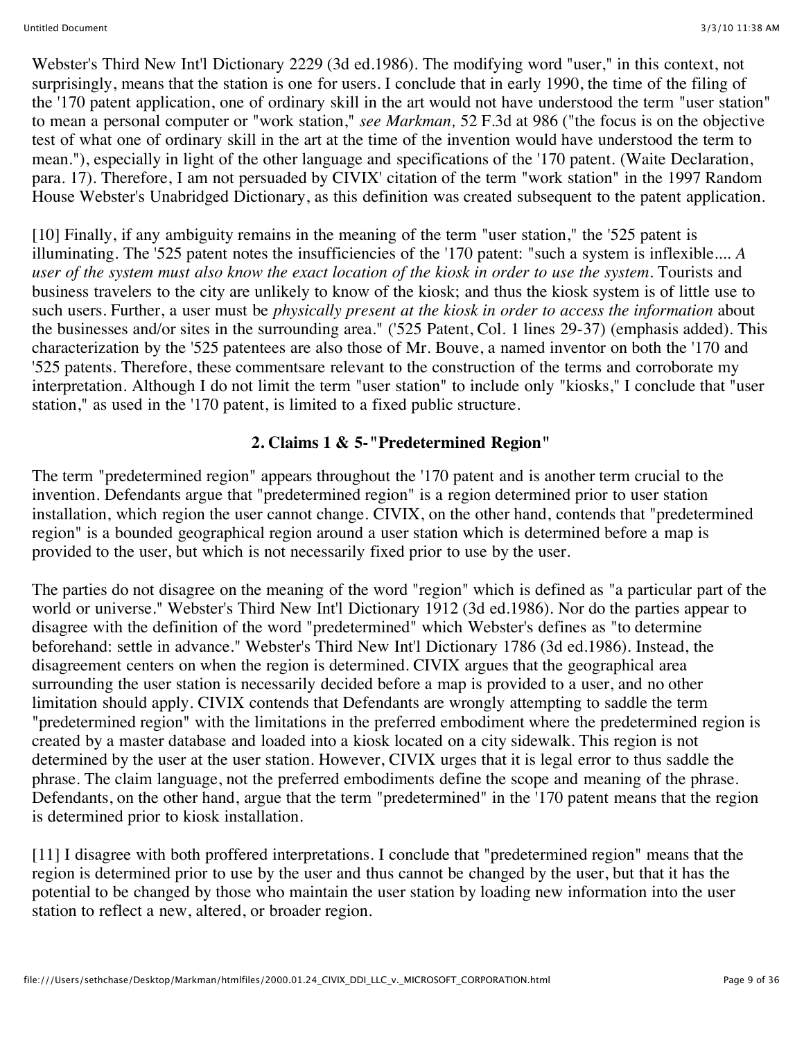Webster's Third New Int'l Dictionary 2229 (3d ed.1986). The modifying word "user," in this context, not surprisingly, means that the station is one for users. I conclude that in early 1990, the time of the filing of the '170 patent application, one of ordinary skill in the art would not have understood the term "user station" to mean a personal computer or "work station," *see Markman,* 52 F.3d at 986 ("the focus is on the objective test of what one of ordinary skill in the art at the time of the invention would have understood the term to mean."), especially in light of the other language and specifications of the '170 patent. (Waite Declaration, para. 17). Therefore, I am not persuaded by CIVIX' citation of the term "work station" in the 1997 Random House Webster's Unabridged Dictionary, as this definition was created subsequent to the patent application.

[10] Finally, if any ambiguity remains in the meaning of the term "user station," the '525 patent is illuminating. The '525 patent notes the insufficiencies of the '170 patent: "such a system is inflexible.... *A user of the system must also know the exact location of the kiosk in order to use the system.* Tourists and business travelers to the city are unlikely to know of the kiosk; and thus the kiosk system is of little use to such users. Further, a user must be *physically present at the kiosk in order to access the information* about the businesses and/or sites in the surrounding area." ('525 Patent, Col. 1 lines 29-37) (emphasis added). This characterization by the '525 patentees are also those of Mr. Bouve, a named inventor on both the '170 and '525 patents. Therefore, these commentsare relevant to the construction of the terms and corroborate my interpretation. Although I do not limit the term "user station" to include only "kiosks," I conclude that "user station," as used in the '170 patent, is limited to a fixed public structure.

### 2. Claims 1 & 5-"Predetermined Region"

The term "predetermined region" appears throughout the '170 patent and is another term crucial to the invention. Defendants argue that "predetermined region" is a region determined prior to user station installation, which region the user cannot change. CIVIX, on the other hand, contends that "predetermined region" is a bounded geographical region around a user station which is determined before a map is provided to the user, but which is not necessarily fixed prior to use by the user.

The parties do not disagree on the meaning of the word "region" which is defined as "a particular part of the world or universe." Webster's Third New Int'l Dictionary 1912 (3d ed.1986). Nor do the parties appear to disagree with the definition of the word "predetermined" which Webster's defines as "to determine beforehand: settle in advance." Webster's Third New Int'l Dictionary 1786 (3d ed.1986). Instead, the disagreement centers on when the region is determined. CIVIX argues that the geographical area surrounding the user station is necessarily decided before a map is provided to a user, and no other limitation should apply. CIVIX contends that Defendants are wrongly attempting to saddle the term "predetermined region" with the limitations in the preferred embodiment where the predetermined region is created by a master database and loaded into a kiosk located on a city sidewalk. This region is not determined by the user at the user station. However, CIVIX urges that it is legal error to thus saddle the phrase. The claim language, not the preferred embodiments define the scope and meaning of the phrase. Defendants, on the other hand, argue that the term "predetermined" in the '170 patent means that the region is determined prior to kiosk installation.

[11] I disagree with both proffered interpretations. I conclude that "predetermined region" means that the region is determined prior to use by the user and thus cannot be changed by the user, but that it has the potential to be changed by those who maintain the user station by loading new information into the user station to reflect a new, altered, or broader region.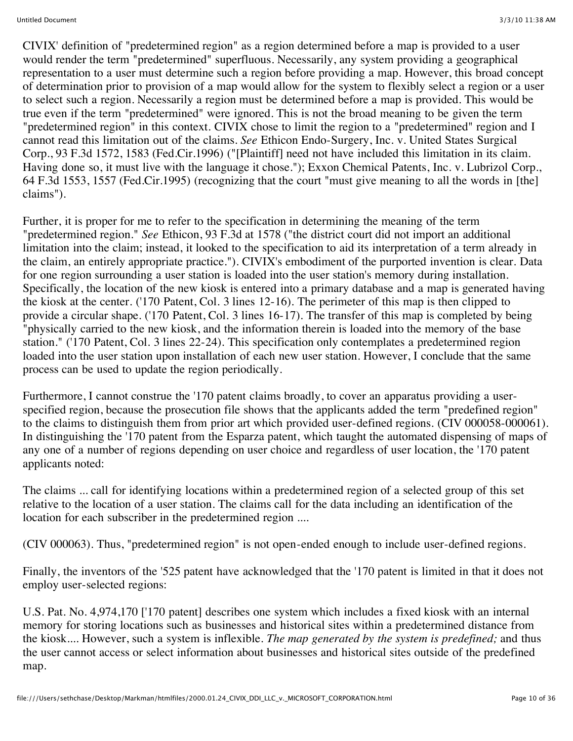CIVIX' definition of "predetermined region" as a region determined before a map is provided to a user would render the term "predetermined" superfluous. Necessarily, any system providing a geographical representation to a user must determine such a region before providing a map. However, this broad concept of determination prior to provision of a map would allow for the system to flexibly select a region or a user to select such a region. Necessarily a region must be determined before a map is provided. This would be true even if the term "predetermined" were ignored. This is not the broad meaning to be given the term "predetermined region" in this context. CIVIX chose to limit the region to a "predetermined" region and I cannot read this limitation out of the claims. *See* Ethicon Endo-Surgery, Inc. v. United States Surgical Corp., 93 F.3d 1572, 1583 (Fed.Cir.1996) ("[Plaintiff] need not have included this limitation in its claim. Having done so, it must live with the language it chose."); Exxon Chemical Patents, Inc. v. Lubrizol Corp., 64 F.3d 1553, 1557 (Fed.Cir.1995) (recognizing that the court "must give meaning to all the words in [the] claims").

Further, it is proper for me to refer to the specification in determining the meaning of the term "predetermined region." *See* Ethicon, 93 F.3d at 1578 ("the district court did not import an additional limitation into the claim; instead, it looked to the specification to aid its interpretation of a term already in the claim, an entirely appropriate practice."). CIVIX's embodiment of the purported invention is clear. Data for one region surrounding a user station is loaded into the user station's memory during installation. Specifically, the location of the new kiosk is entered into a primary database and a map is generated having the kiosk at the center. ('170 Patent, Col. 3 lines 12-16). The perimeter of this map is then clipped to provide a circular shape. ('170 Patent, Col. 3 lines 16-17). The transfer of this map is completed by being "physically carried to the new kiosk, and the information therein is loaded into the memory of the base station." ('170 Patent, Col. 3 lines 22-24). This specification only contemplates a predetermined region loaded into the user station upon installation of each new user station. However, I conclude that the same process can be used to update the region periodically.

Furthermore, I cannot construe the '170 patent claims broadly, to cover an apparatus providing a user-specified region, because the prosecution file shows that the applicants added the term "predefined region" to the claims to distinguish them from prior art which provided user-defined regions. (CIV 000058-000061). In distinguishing the '170 patent from the Esparza patent, which taught the automated dispensing of maps of any one of a number of regions depending on user choice and regardless of user location, the '170 patent applicants noted:

The claims ... call for identifying locations within a predetermined region of a selected group of this set relative to the location of a user station. The claims call for the data including an identification of the location for each subscriber in the predetermined region ....

(CIV 000063). Thus, "predetermined region" is not open-ended enough to include user-defined regions.

Finally, the inventors of the '525 patent have acknowledged that the '170 patent is limited in that it does not employ user-selected regions:

U.S. Pat. No. 4,974,170 ['170 patent] describes one system which includes a fixed kiosk with an internal memory for storing locations such as businesses and historical sites within a predetermined distance from the kiosk.... However, such a system is inflexible. *The map generated by the system is predefined;* and thus the user cannot access or select information about businesses and historical sites outside of the predefined map.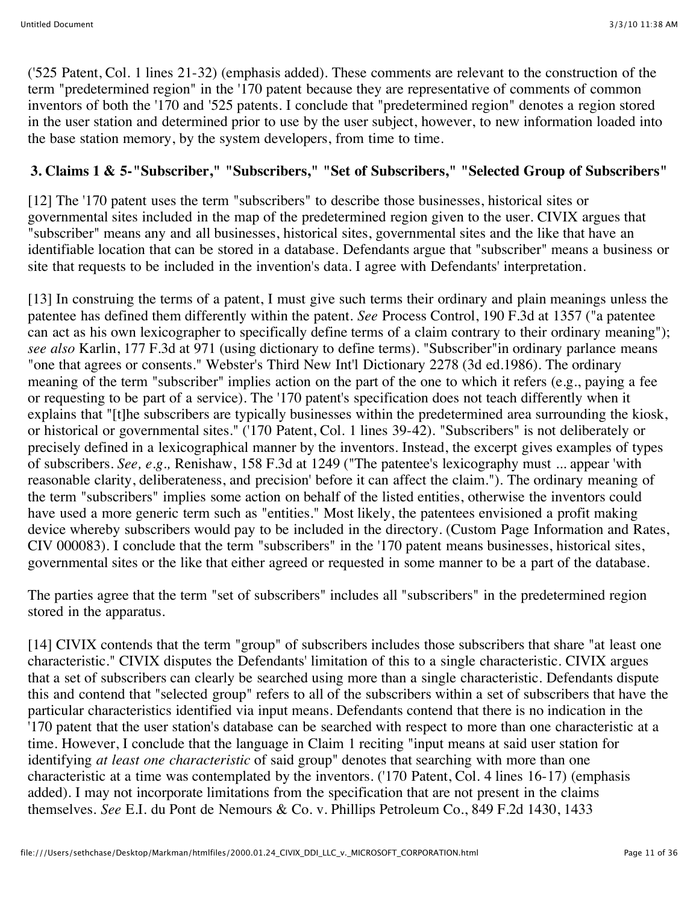('525 Patent, Col. 1 lines 21-32) (emphasis added). These comments are relevant to the construction of the term "predetermined region" in the '170 patent because they are representative of comments of common inventors of both the '170 and '525 patents. I conclude that "predetermined region" denotes a region stored in the user station and determined prior to use by the user subject, however, to new information loaded into the base station memory, by the system developers, from time to time.

### 3. Claims 1 & 5-"Subscriber," "Subscribers," "Set of Subscribers," "Selected Group of Subscribers"

[12] The '170 patent uses the term "subscribers" to describe those businesses, historical sites or governmental sites included in the map of the predetermined region given to the user. CIVIX argues that "subscriber" means any and all businesses, historical sites, governmental sites and the like that have an identifiable location that can be stored in a database. Defendants argue that "subscriber" means a business or site that requests to be included in the invention's data. I agree with Defendants' interpretation.

[13] In construing the terms of a patent, I must give such terms their ordinary and plain meanings unless the patentee has defined them differently within the patent. *See* Process Control, 190 F.3d at 1357 ("a patentee can act as his own lexicographer to specifically define terms of a claim contrary to their ordinary meaning"); *see also* Karlin, 177 F.3d at 971 (using dictionary to define terms). "Subscriber"in ordinary parlance means "one that agrees or consents." Webster's Third New Int'l Dictionary 2278 (3d ed.1986). The ordinary meaning of the term "subscriber" implies action on the part of the one to which it refers (e.g., paying a fee or requesting to be part of a service). The '170 patent's specification does not teach differently when it explains that "[t]he subscribers are typically businesses within the predetermined area surrounding the kiosk, or historical or governmental sites." ('170 Patent, Col. 1 lines 39-42). "Subscribers" is not deliberately or precisely defined in a lexicographical manner by the inventors. Instead, the excerpt gives examples of types of subscribers. *See, e.g.,* Renishaw, 158 F.3d at 1249 ("The patentee's lexicography must ... appear 'with reasonable clarity, deliberateness, and precision' before it can affect the claim."). The ordinary meaning of the term "subscribers" implies some action on behalf of the listed entities, otherwise the inventors could have used a more generic term such as "entities." Most likely, the patentees envisioned a profit making device whereby subscribers would pay to be included in the directory. (Custom Page Information and Rates, CIV 000083). I conclude that the term "subscribers" in the '170 patent means businesses, historical sites, governmental sites or the like that either agreed or requested in some manner to be a part of the database.

The parties agree that the term "set of subscribers" includes all "subscribers" in the predetermined region stored in the apparatus.

[14] CIVIX contends that the term "group" of subscribers includes those subscribers that share "at least one characteristic." CIVIX disputes the Defendants' limitation of this to a single characteristic. CIVIX argues that a set of subscribers can clearly be searched using more than a single characteristic. Defendants dispute this and contend that "selected group" refers to all of the subscribers within a set of subscribers that have the particular characteristics identified via input means. Defendants contend that there is no indication in the '170 patent that the user station's database can be searched with respect to more than one characteristic at a time. However, I conclude that the language in Claim 1 reciting "input means at said user station for identifying *at least one characteristic* of said group" denotes that searching with more than one characteristic at a time was contemplated by the inventors. ('170 Patent, Col. 4 lines 16-17) (emphasis added). I may not incorporate limitations from the specification that are not present in the claims themselves. *See* E.I. du Pont de Nemours & Co. v. Phillips Petroleum Co., 849 F.2d 1430, 1433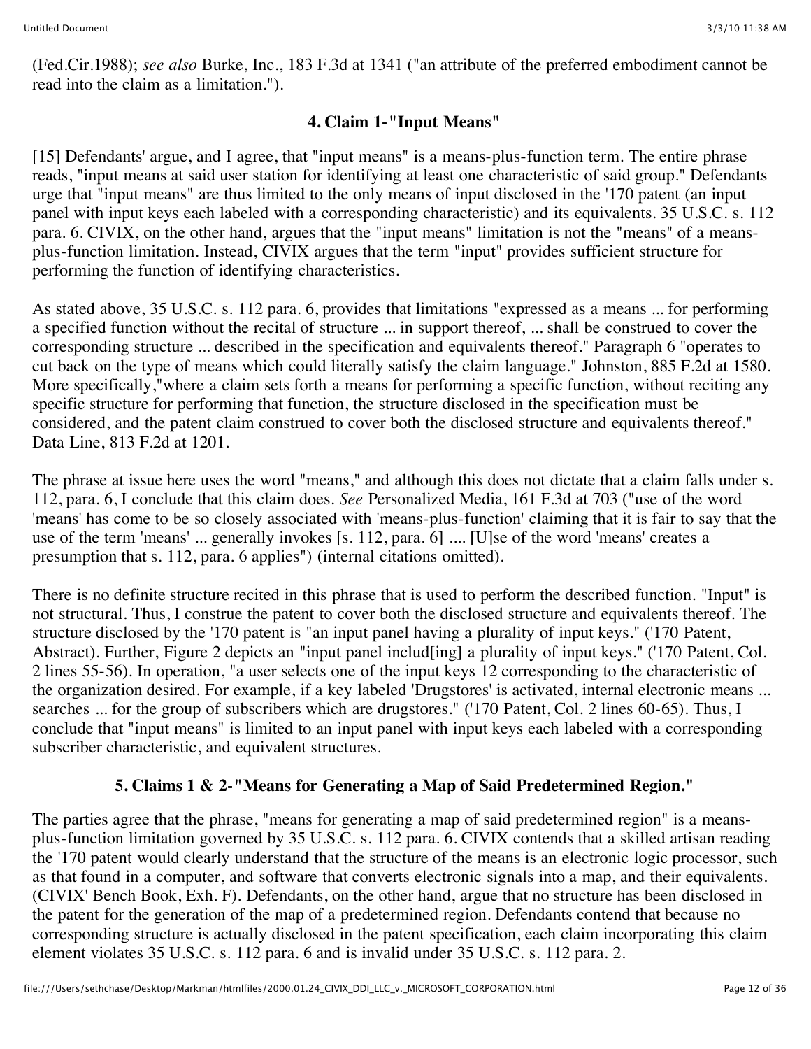(Fed.Cir.1988); *see also* Burke, Inc., 183 F.3d at 1341 ("an attribute of the preferred embodiment cannot be read into the claim as a limitation.").

### 4. Claim 1-"Input Means"

[15] Defendants' argue, and I agree, that "input means" is a means-plus-function term. The entire phrase reads, "input means at said user station for identifying at least one characteristic of said group." Defendants urge that "input means" are thus limited to the only means of input disclosed in the '170 patent (an input panel with input keys each labeled with a corresponding characteristic) and its equivalents. 35 U.S.C. s. 112 para. 6. CIVIX, on the other hand, argues that the "input means" limitation is not the "means" of a means-plus-function limitation. Instead, CIVIX argues that the term "input" provides sufficient structure for performing the function of identifying characteristics.

As stated above, 35 U.S.C. s. 112 para. 6, provides that limitations "expressed as a means ... for performing a specified function without the recital of structure ... in support thereof, ... shall be construed to cover the corresponding structure ... described in the specification and equivalents thereof." Paragraph 6 "operates to cut back on the type of means which could literally satisfy the claim language." Johnston, 885 F.2d at 1580. More specifically,"where a claim sets forth a means for performing a specific function, without reciting any specific structure for performing that function, the structure disclosed in the specification must be considered, and the patent claim construed to cover both the disclosed structure and equivalents thereof." Data Line, 813 F.2d at 1201.

The phrase at issue here uses the word "means," and although this does not dictate that a claim falls under s. 112, para. 6, I conclude that this claim does. *See* Personalized Media, 161 F.3d at 703 ("use of the word 'means' has come to be so closely associated with 'means-plus-function' claiming that it is fair to say that the use of the term 'means' ... generally invokes [s. 112, para. 6] .... [U]se of the word 'means' creates a presumption that s. 112, para. 6 applies") (internal citations omitted).

There is no definite structure recited in this phrase that is used to perform the described function. "Input" is not structural. Thus, I construe the patent to cover both the disclosed structure and equivalents thereof. The structure disclosed by the '170 patent is "an input panel having a plurality of input keys." ('170 Patent, Abstract). Further, Figure 2 depicts an "input panel includ[ing] a plurality of input keys." ('170 Patent, Col. 2 lines 55-56). In operation, "a user selects one of the input keys 12 corresponding to the characteristic of the organization desired. For example, if a key labeled 'Drugstores' is activated, internal electronic means ... searches ... for the group of subscribers which are drugstores." ('170 Patent, Col. 2 lines 60-65). Thus, I conclude that "input means" is limited to an input panel with input keys each labeled with a corresponding subscriber characteristic, and equivalent structures.

### 5. Claims 1 & 2-"Means for Generating a Map of Said Predetermined Region."

The parties agree that the phrase, "means for generating a map of said predetermined region" is a means-plus-function limitation governed by 35 U.S.C. s. 112 para. 6. CIVIX contends that a skilled artisan reading the '170 patent would clearly understand that the structure of the means is an electronic logic processor, such as that found in a computer, and software that converts electronic signals into a map, and their equivalents. (CIVIX' Bench Book, Exh. F). Defendants, on the other hand, argue that no structure has been disclosed in the patent for the generation of the map of a predetermined region. Defendants contend that because no corresponding structure is actually disclosed in the patent specification, each claim incorporating this claim element violates 35 U.S.C. s. 112 para. 6 and is invalid under 35 U.S.C. s. 112 para. 2.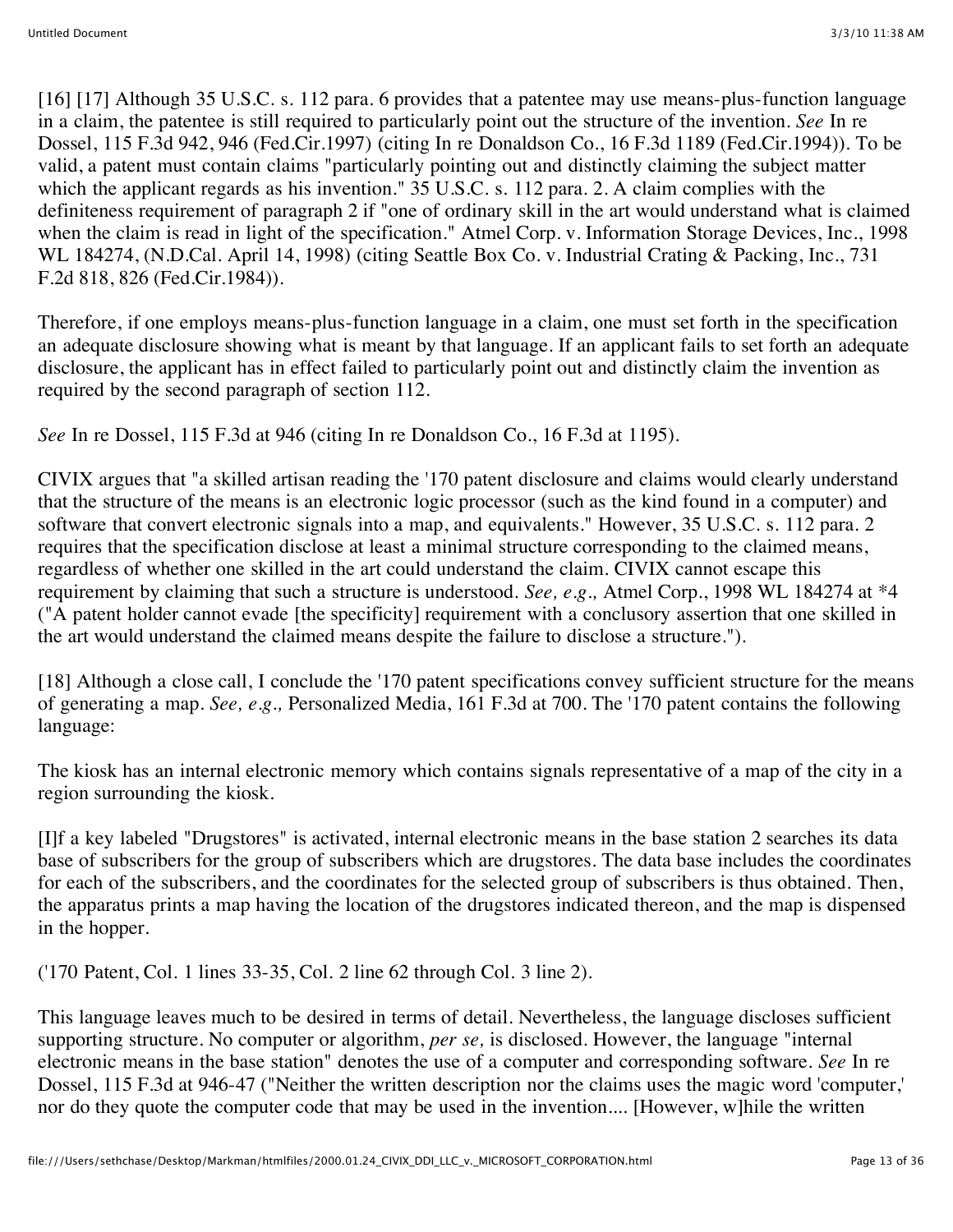[16] [17] Although 35 U.S.C. s. 112 para. 6 provides that a patentee may use means-plus-function language in a claim, the patentee is still required to particularly point out the structure of the invention. *See* In re Dossel, 115 F.3d 942, 946 (Fed.Cir.1997) (citing In re Donaldson Co., 16 F.3d 1189 (Fed.Cir.1994)). To be valid, a patent must contain claims "particularly pointing out and distinctly claiming the subject matter which the applicant regards as his invention." 35 U.S.C. s. 112 para. 2. A claim complies with the definiteness requirement of paragraph 2 if "one of ordinary skill in the art would understand what is claimed when the claim is read in light of the specification." Atmel Corp. v. Information Storage Devices, Inc., 1998 WL 184274, (N.D.Cal. April 14, 1998) (citing Seattle Box Co. v. Industrial Crating & Packing, Inc., 731 F.2d 818, 826 (Fed.Cir.1984)).

Therefore, if one employs means-plus-function language in a claim, one must set forth in the specification an adequate disclosure showing what is meant by that language. If an applicant fails to set forth an adequate disclosure, the applicant has in effect failed to particularly point out and distinctly claim the invention as required by the second paragraph of section 112.

*See* In re Dossel, 115 F.3d at 946 (citing In re Donaldson Co., 16 F.3d at 1195).

CIVIX argues that "a skilled artisan reading the '170 patent disclosure and claims would clearly understand that the structure of the means is an electronic logic processor (such as the kind found in a computer) and software that convert electronic signals into a map, and equivalents." However, 35 U.S.C. s. 112 para. 2 requires that the specification disclose at least a minimal structure corresponding to the claimed means, regardless of whether one skilled in the art could understand the claim. CIVIX cannot escape this requirement by claiming that such a structure is understood. *See, e.g.,* Atmel Corp., 1998 WL 184274 at *4 ("A patent holder cannot evade [the specificity] requirement with a conclusory assertion that one skilled in the art would understand the claimed means despite the failure to disclose a structure.").

[18] Although a close call, I conclude the '170 patent specifications convey sufficient structure for the means of generating a map. *See, e.g.,* Personalized Media, 161 F.3d at 700. The '170 patent contains the following language:

The kiosk has an internal electronic memory which contains signals representative of a map of the city in a region surrounding the kiosk.

[I]f a key labeled "Drugstores" is activated, internal electronic means in the base station 2 searches its data base of subscribers for the group of subscribers which are drugstores. The data base includes the coordinates for each of the subscribers, and the coordinates for the selected group of subscribers is thus obtained. Then, the apparatus prints a map having the location of the drugstores indicated thereon, and the map is dispensed in the hopper.

('170 Patent, Col. 1 lines 33-35, Col. 2 line 62 through Col. 3 line 2).

This language leaves much to be desired in terms of detail. Nevertheless, the language discloses sufficient supporting structure. No computer or algorithm, *per se,* is disclosed. However, the language "internal electronic means in the base station" denotes the use of a computer and corresponding software. *See* In re Dossel, 115 F.3d at 946-47 ("Neither the written description nor the claims uses the magic word 'computer,' nor do they quote the computer code that may be used in the invention.... [However, w]hile the written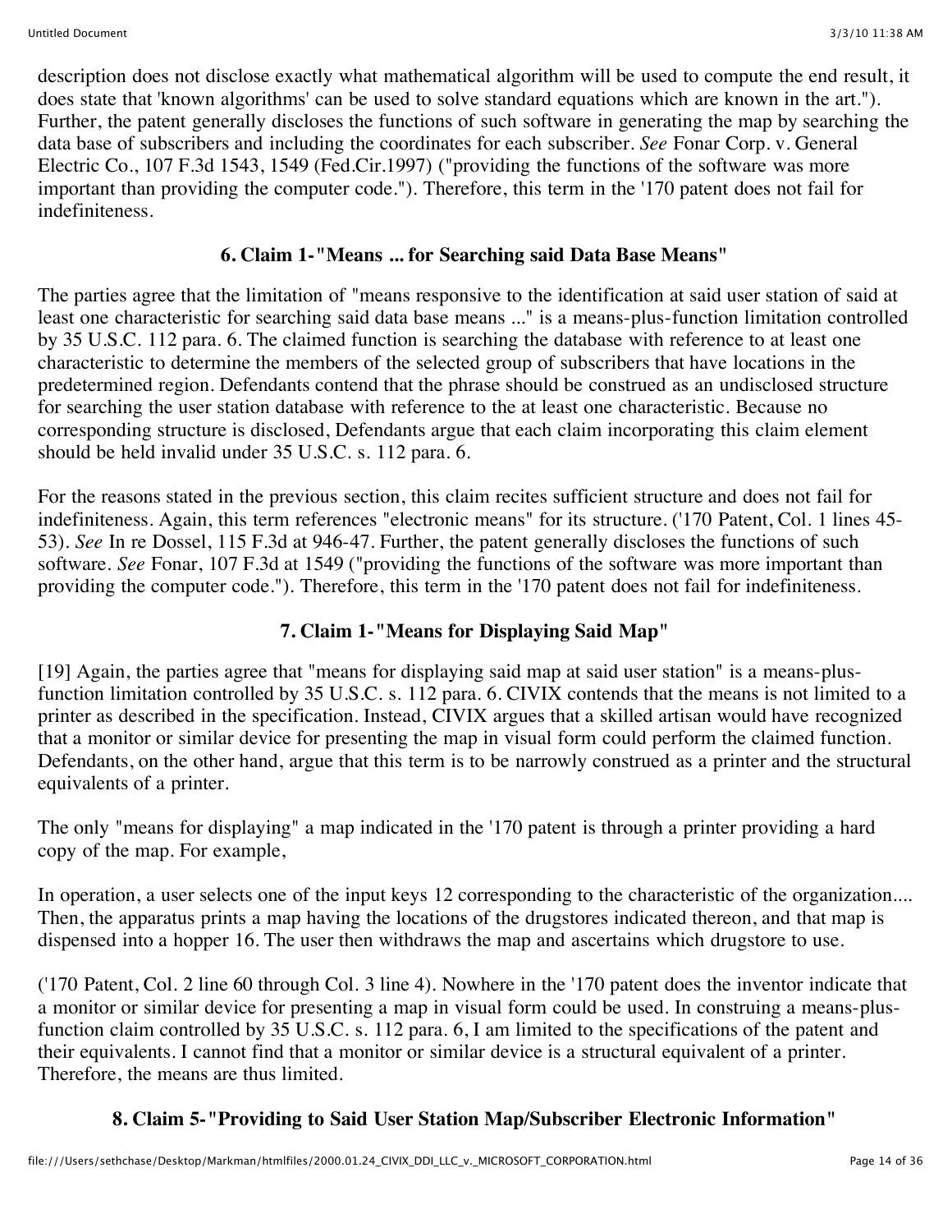description does not disclose exactly what mathematical algorithm will be used to compute the end result, it does state that 'known algorithms' can be used to solve standard equations which are known in the art."). Further, the patent generally discloses the functions of such software in generating the map by searching the data base of subscribers and including the coordinates for each subscriber. *See* Fonar Corp. v. General Electric Co., 107 F.3d 1543, 1549 (Fed.Cir.1997) ("providing the functions of the software was more important than providing the computer code."). Therefore, this term in the '170 patent does not fail for indefiniteness.

### 6. Claim 1-"Means ... for Searching said Data Base Means"

The parties agree that the limitation of "means responsive to the identification at said user station of said at least one characteristic for searching said data base means ..." is a means-plus-function limitation controlled by 35 U.S.C. 112 para. 6. The claimed function is searching the database with reference to at least one characteristic to determine the members of the selected group of subscribers that have locations in the predetermined region. Defendants contend that the phrase should be construed as an undisclosed structure for searching the user station database with reference to the at least one characteristic. Because no corresponding structure is disclosed, Defendants argue that each claim incorporating this claim element should be held invalid under 35 U.S.C. s. 112 para. 6.

For the reasons stated in the previous section, this claim recites sufficient structure and does not fail for indefiniteness. Again, this term references "electronic means" for its structure. ('170 Patent, Col. 1 lines 45-53). *See* In re Dossel, 115 F.3d at 946-47. Further, the patent generally discloses the functions of such software. *See* Fonar, 107 F.3d at 1549 ("providing the functions of the software was more important than providing the computer code."). Therefore, this term in the '170 patent does not fail for indefiniteness.

### 7. Claim 1-"Means for Displaying Said Map"

[19] Again, the parties agree that "means for displaying said map at said user station" is a means-plus-function limitation controlled by 35 U.S.C. s. 112 para. 6. CIVIX contends that the means is not limited to a printer as described in the specification. Instead, CIVIX argues that a skilled artisan would have recognized that a monitor or similar device for presenting the map in visual form could perform the claimed function. Defendants, on the other hand, argue that this term is to be narrowly construed as a printer and the structural equivalents of a printer.

The only "means for displaying" a map indicated in the '170 patent is through a printer providing a hard copy of the map. For example,

In operation, a user selects one of the input keys 12 corresponding to the characteristic of the organization.... Then, the apparatus prints a map having the locations of the drugstores indicated thereon, and that map is dispensed into a hopper 16. The user then withdraws the map and ascertains which drugstore to use.

('170 Patent, Col. 2 line 60 through Col. 3 line 4). Nowhere in the '170 patent does the inventor indicate that a monitor or similar device for presenting a map in visual form could be used. In construing a means-plus-function claim controlled by 35 U.S.C. s. 112 para. 6, I am limited to the specifications of the patent and their equivalents. I cannot find that a monitor or similar device is a structural equivalent of a printer. Therefore, the means are thus limited.

### 8. Claim 5-"Providing to Said User Station Map/Subscriber Electronic Information"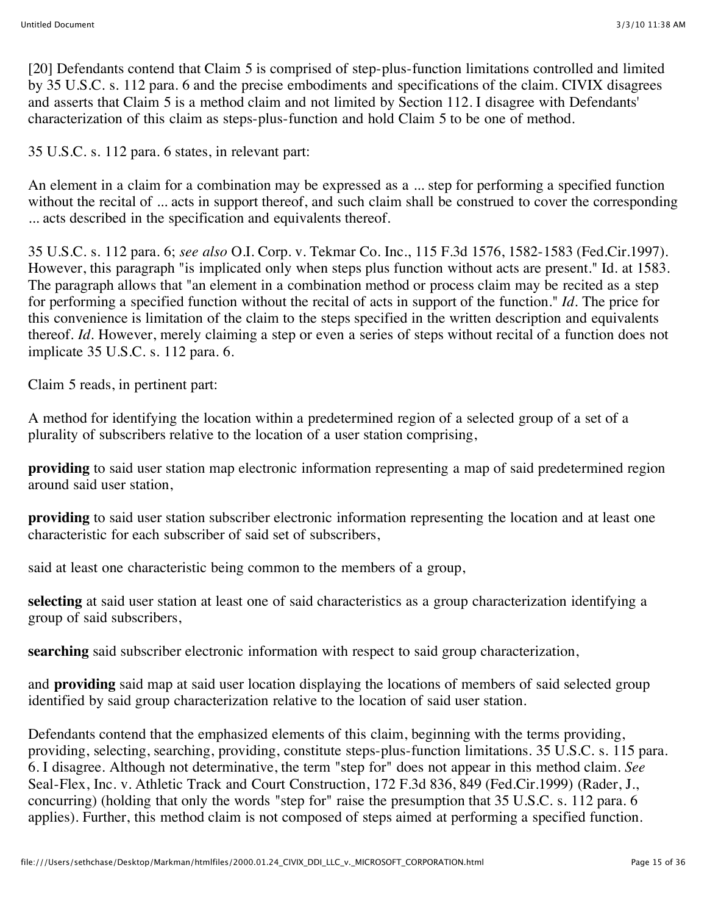[20] Defendants contend that Claim 5 is comprised of step-plus-function limitations controlled and limited by 35 U.S.C. s. 112 para. 6 and the precise embodiments and specifications of the claim. CIVIX disagrees and asserts that Claim 5 is a method claim and not limited by Section 112. I disagree with Defendants' characterization of this claim as steps-plus-function and hold Claim 5 to be one of method.

35 U.S.C. s. 112 para. 6 states, in relevant part:

An element in a claim for a combination may be expressed as a ... step for performing a specified function without the recital of ... acts in support thereof, and such claim shall be construed to cover the corresponding ... acts described in the specification and equivalents thereof.

35 U.S.C. s. 112 para. 6; *see also* O.I. Corp. v. Tekmar Co. Inc., 115 F.3d 1576, 1582-1583 (Fed.Cir.1997). However, this paragraph "is implicated only when steps plus function without acts are present." Id. at 1583. The paragraph allows that "an element in a combination method or process claim may be recited as a step for performing a specified function without the recital of acts in support of the function." *Id*. The price for this convenience is limitation of the claim to the steps specified in the written description and equivalents thereof. *Id*. However, merely claiming a step or even a series of steps without recital of a function does not implicate 35 U.S.C. s. 112 para. 6.

Claim 5 reads, in pertinent part:

A method for identifying the location within a predetermined region of a selected group of a set of a plurality of subscribers relative to the location of a user station comprising,

**providing** to said user station map electronic information representing a map of said predetermined region around said user station,

**providing** to said user station subscriber electronic information representing the location and at least one characteristic for each subscriber of said set of subscribers,

said at least one characteristic being common to the members of a group,

**selecting** at said user station at least one of said characteristics as a group characterization identifying a group of said subscribers,

**searching** said subscriber electronic information with respect to said group characterization,

and **providing** said map at said user location displaying the locations of members of said selected group identified by said group characterization relative to the location of said user station.

Defendants contend that the emphasized elements of this claim, beginning with the terms providing, providing, selecting, searching, providing, constitute steps-plus-function limitations. 35 U.S.C. s. 115 para. 6. I disagree. Although not determinative, the term "step for" does not appear in this method claim. *See* Seal-Flex, Inc. v. Athletic Track and Court Construction, 172 F.3d 836, 849 (Fed.Cir.1999) (Rader, J., concurring) (holding that only the words "step for" raise the presumption that 35 U.S.C. s. 112 para. 6 applies). Further, this method claim is not composed of steps aimed at performing a specified function.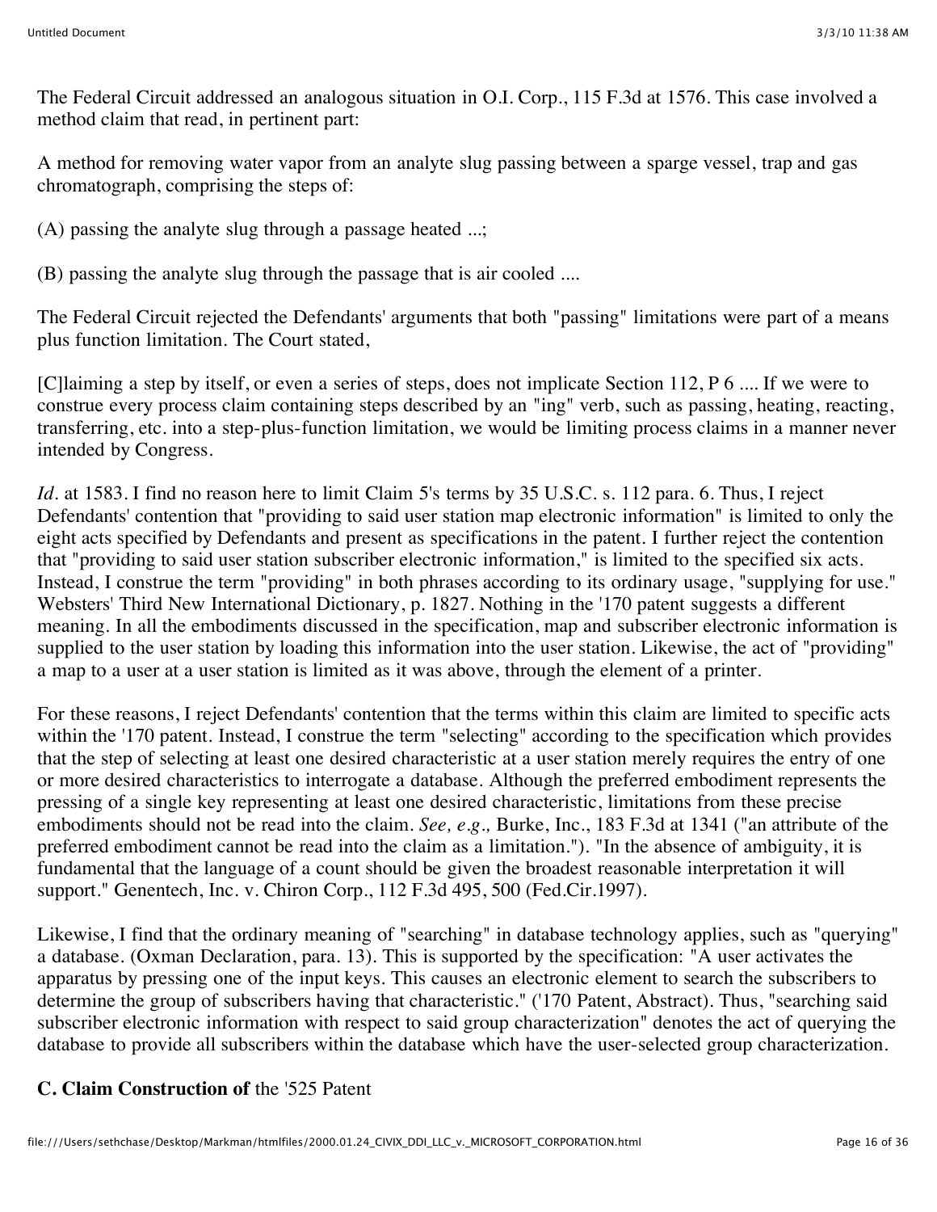The Federal Circuit addressed an analogous situation in O.I. Corp., 115 F.3d at 1576. This case involved a method claim that read, in pertinent part:

A method for removing water vapor from an analyte slug passing between a sparge vessel, trap and gas chromatograph, comprising the steps of:

(A) passing the analyte slug through a passage heated ...;

(B) passing the analyte slug through the passage that is air cooled ....

The Federal Circuit rejected the Defendants' arguments that both "passing" limitations were part of a means plus function limitation. The Court stated,

[C]laiming a step by itself, or even a series of steps, does not implicate Section 112, P 6 .... If we were to construe every process claim containing steps described by an "ing" verb, such as passing, heating, reacting, transferring, etc. into a step-plus-function limitation, we would be limiting process claims in a manner never intended by Congress.

*Id.* at 1583. I find no reason here to limit Claim 5's terms by 35 U.S.C. s. 112 para. 6. Thus, I reject Defendants' contention that "providing to said user station map electronic information" is limited to only the eight acts specified by Defendants and present as specifications in the patent. I further reject the contention that "providing to said user station subscriber electronic information," is limited to the specified six acts. Instead, I construe the term "providing" in both phrases according to its ordinary usage, "supplying for use." Websters' Third New International Dictionary, p. 1827. Nothing in the '170 patent suggests a different meaning. In all the embodiments discussed in the specification, map and subscriber electronic information is supplied to the user station by loading this information into the user station. Likewise, the act of "providing" a map to a user at a user station is limited as it was above, through the element of a printer.

For these reasons, I reject Defendants' contention that the terms within this claim are limited to specific acts within the '170 patent. Instead, I construe the term "selecting" according to the specification which provides that the step of selecting at least one desired characteristic at a user station merely requires the entry of one or more desired characteristics to interrogate a database. Although the preferred embodiment represents the pressing of a single key representing at least one desired characteristic, limitations from these precise embodiments should not be read into the claim. *See, e.g.,* Burke, Inc., 183 F.3d at 1341 ("an attribute of the preferred embodiment cannot be read into the claim as a limitation."). "In the absence of ambiguity, it is fundamental that the language of a count should be given the broadest reasonable interpretation it will support." Genentech, Inc. v. Chiron Corp., 112 F.3d 495, 500 (Fed.Cir.1997).

Likewise, I find that the ordinary meaning of "searching" in database technology applies, such as "querying" a database. (Oxman Declaration, para. 13). This is supported by the specification: "A user activates the apparatus by pressing one of the input keys. This causes an electronic element to search the subscribers to determine the group of subscribers having that characteristic." ('170 Patent, Abstract). Thus, "searching said subscriber electronic information with respect to said group characterization" denotes the act of querying the database to provide all subscribers within the database which have the user-selected group characterization.

**C. Claim Construction of** the '525 Patent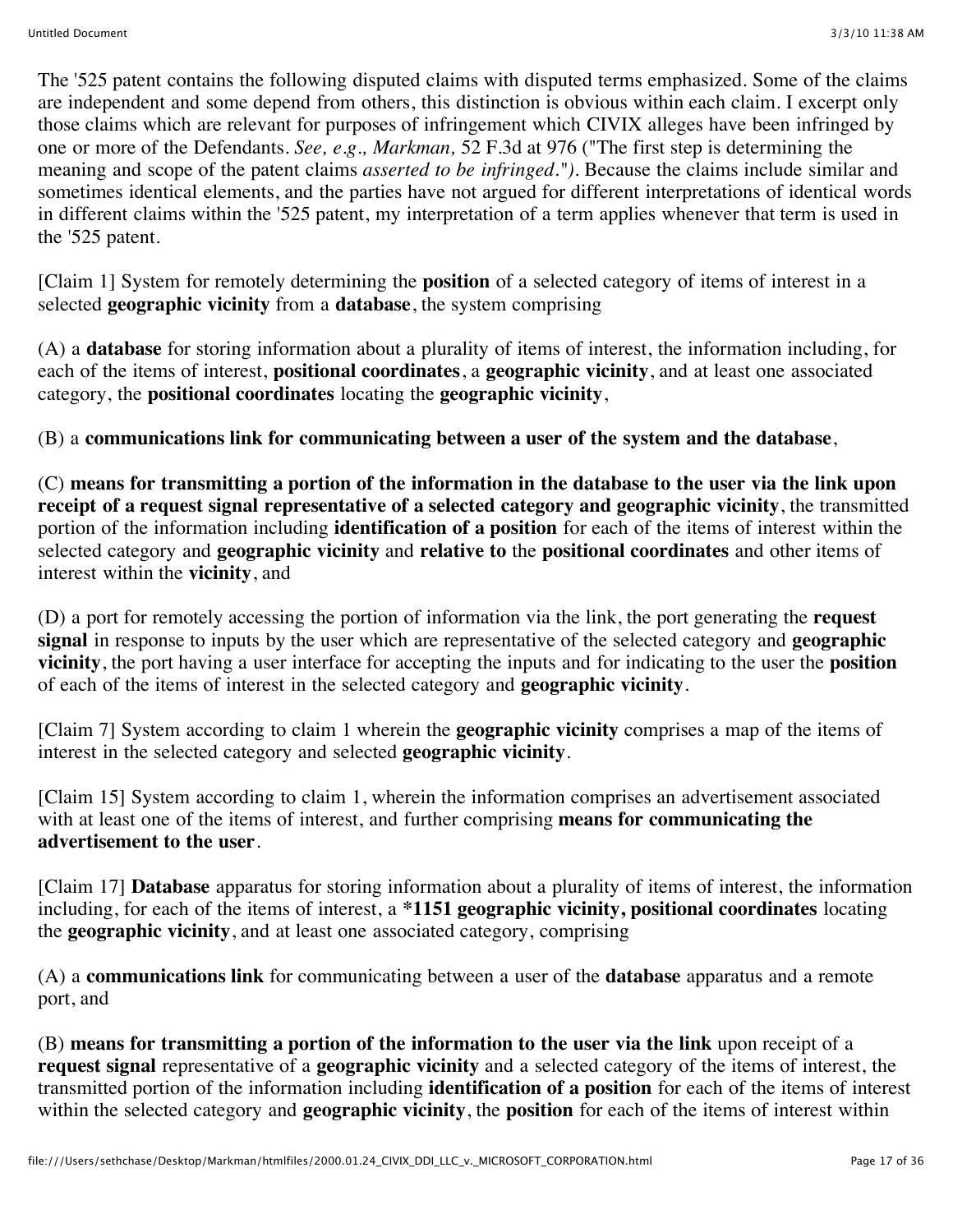The '525 patent contains the following disputed claims with disputed terms emphasized. Some of the claims are independent and some depend from others, this distinction is obvious within each claim. I excerpt only those claims which are relevant for purposes of infringement which CIVIX alleges have been infringed by one or more of the Defendants. *See, e.g., Markman,* 52 F.3d at 976 ("The first step is determining the meaning and scope of the patent claims *asserted to be infringed*."). Because the claims include similar and sometimes identical elements, and the parties have not argued for different interpretations of identical words in different claims within the '525 patent, my interpretation of a term applies whenever that term is used in the '525 patent.

[Claim 1] System for remotely determining the **position** of a selected category of items of interest in a selected **geographic vicinity** from a **database**, the system comprising

(A) a **database** for storing information about a plurality of items of interest, the information including, for each of the items of interest, **positional coordinates**, a **geographic vicinity**, and at least one associated category, the **positional coordinates** locating the **geographic vicinity**,

(B) a **communications link for communicating between a user of the system and the database**,

(C) **means for transmitting a portion of the information in the database to the user via the link upon receipt of a request signal representative of a selected category and geographic vicinity**, the transmitted portion of the information including **identification of a position** for each of the items of interest within the selected category and **geographic vicinity** and **relative to** the **positional coordinates** and other items of interest within the **vicinity**, and

(D) a port for remotely accessing the portion of information via the link, the port generating the **request signal** in response to inputs by the user which are representative of the selected category and **geographic vicinity**, the port having a user interface for accepting the inputs and for indicating to the user the **position** of each of the items of interest in the selected category and **geographic vicinity**.

[Claim 7] System according to claim 1 wherein the **geographic vicinity** comprises a map of the items of interest in the selected category and selected **geographic vicinity**.

[Claim 15] System according to claim 1, wherein the information comprises an advertisement associated with at least one of the items of interest, and further comprising **means for communicating the advertisement to the user**.

[Claim 17] **Database** apparatus for storing information about a plurality of items of interest, the information including, for each of the items of interest, a ***1151 geographic vicinity, positional coordinates** locating the **geographic vicinity**, and at least one associated category, comprising

(A) a **communications link** for communicating between a user of the **database** apparatus and a remote port, and

(B) **means for transmitting a portion of the information to the user via the link** upon receipt of a **request signal** representative of a **geographic vicinity** and a selected category of the items of interest, the transmitted portion of the information including **identification of a position** for each of the items of interest within the selected category and **geographic vicinity**, the **position** for each of the items of interest within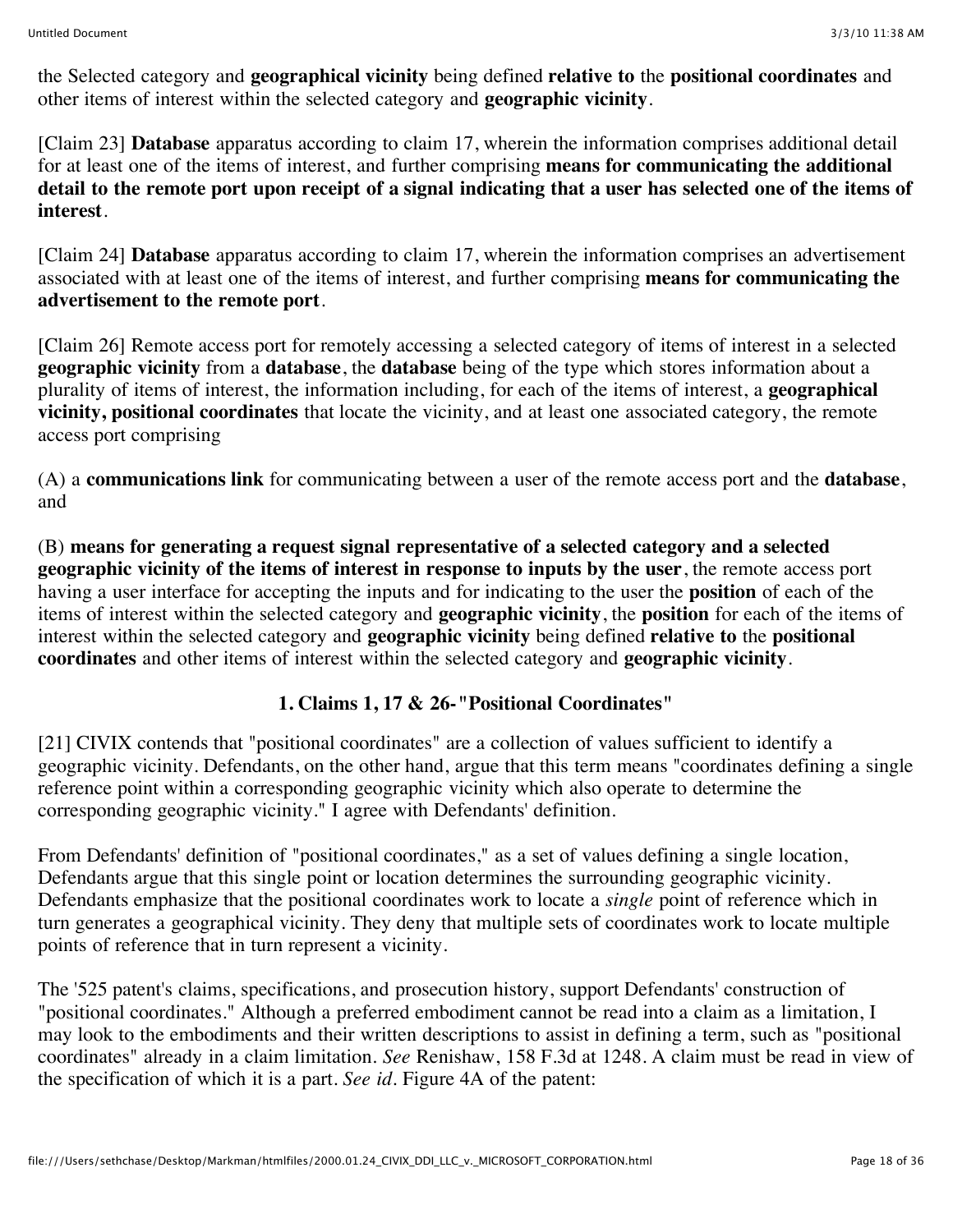the Selected category and **geographical vicinity** being defined **relative to** the **positional coordinates** and other items of interest within the selected category and **geographic vicinity**.

[Claim 23] **Database** apparatus according to claim 17, wherein the information comprises additional detail for at least one of the items of interest, and further comprising **means for communicating the additional detail to the remote port upon receipt of a signal indicating that a user has selected one of the items of interest**.

[Claim 24] **Database** apparatus according to claim 17, wherein the information comprises an advertisement associated with at least one of the items of interest, and further comprising **means for communicating the advertisement to the remote port**.

[Claim 26] Remote access port for remotely accessing a selected category of items of interest in a selected **geographic vicinity** from a **database**, the **database** being of the type which stores information about a plurality of items of interest, the information including, for each of the items of interest, a **geographical vicinity, positional coordinates** that locate the vicinity, and at least one associated category, the remote access port comprising

(A) a **communications link** for communicating between a user of the remote access port and the **database**, and

(B) **means for generating a request signal representative of a selected category and a selected geographic vicinity of the items of interest in response to inputs by the user**, the remote access port having a user interface for accepting the inputs and for indicating to the user the **position** of each of the items of interest within the selected category and **geographic vicinity**, the **position** for each of the items of interest within the selected category and **geographic vicinity** being defined **relative to** the **positional coordinates** and other items of interest within the selected category and **geographic vicinity**.

### 1. Claims 1, 17 & 26-"Positional Coordinates"

[21] CIVIX contends that "positional coordinates" are a collection of values sufficient to identify a geographic vicinity. Defendants, on the other hand, argue that this term means "coordinates defining a single reference point within a corresponding geographic vicinity which also operate to determine the corresponding geographic vicinity." I agree with Defendants' definition.

From Defendants' definition of "positional coordinates," as a set of values defining a single location, Defendants argue that this single point or location determines the surrounding geographic vicinity. Defendants emphasize that the positional coordinates work to locate a *single* point of reference which in turn generates a geographical vicinity. They deny that multiple sets of coordinates work to locate multiple points of reference that in turn represent a vicinity.

The '525 patent's claims, specifications, and prosecution history, support Defendants' construction of "positional coordinates." Although a preferred embodiment cannot be read into a claim as a limitation, I may look to the embodiments and their written descriptions to assist in defining a term, such as "positional coordinates" already in a claim limitation. *See* Renishaw, 158 F.3d at 1248. A claim must be read in view of the specification of which it is a part. *See id*. Figure 4A of the patent: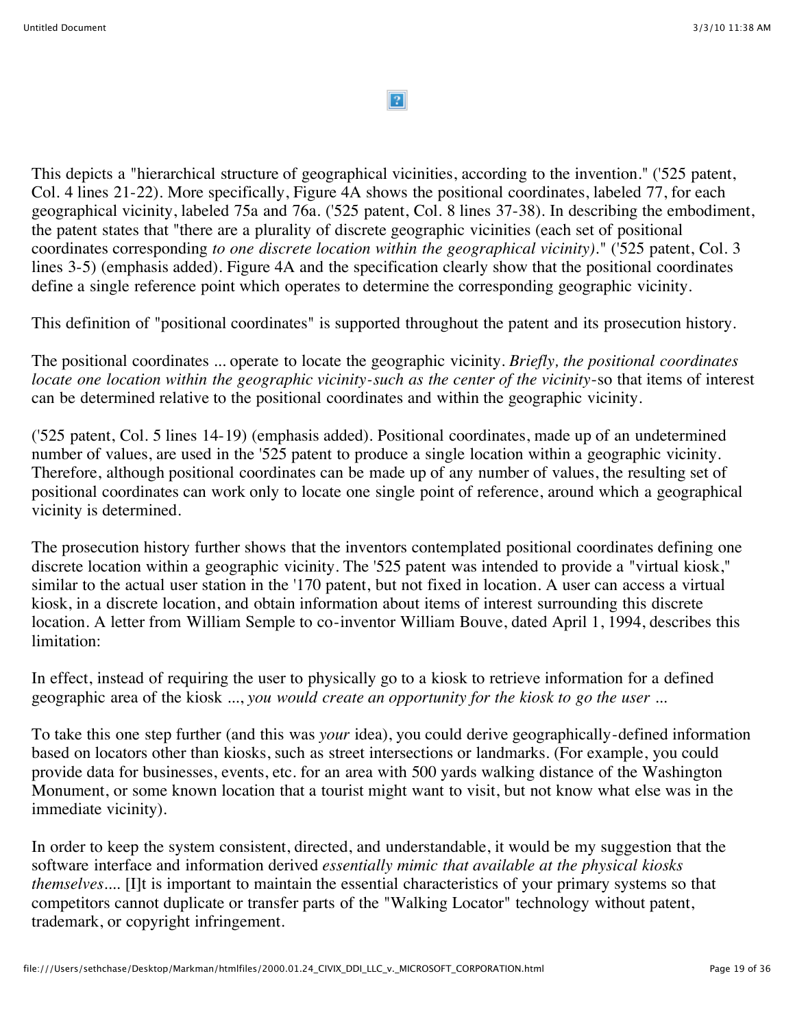This depicts a "hierarchical structure of geographical vicinities, according to the invention." ('525 patent, Col. 4 lines 21-22). More specifically, Figure 4A shows the positional coordinates, labeled 77, for each geographical vicinity, labeled 75a and 76a. ('525 patent, Col. 8 lines 37-38). In describing the embodiment, the patent states that "there are a plurality of discrete geographic vicinities (each set of positional coordinates corresponding *to one discrete location within the geographical vicinity)*." ('525 patent, Col. 3 lines 3-5) (emphasis added). Figure 4A and the specification clearly show that the positional coordinates define a single reference point which operates to determine the corresponding geographic vicinity.

This definition of "positional coordinates" is supported throughout the patent and its prosecution history.

The positional coordinates ... operate to locate the geographic vicinity. *Briefly, the positional coordinates locate one location within the geographic vicinity-such as the center of the vicinity*-so that items of interest can be determined relative to the positional coordinates and within the geographic vicinity.

('525 patent, Col. 5 lines 14-19) (emphasis added). Positional coordinates, made up of an undetermined number of values, are used in the '525 patent to produce a single location within a geographic vicinity. Therefore, although positional coordinates can be made up of any number of values, the resulting set of positional coordinates can work only to locate one single point of reference, around which a geographical vicinity is determined.

The prosecution history further shows that the inventors contemplated positional coordinates defining one discrete location within a geographic vicinity. The '525 patent was intended to provide a "virtual kiosk," similar to the actual user station in the '170 patent, but not fixed in location. A user can access a virtual kiosk, in a discrete location, and obtain information about items of interest surrounding this discrete location. A letter from William Semple to co-inventor William Bouve, dated April 1, 1994, describes this limitation:

In effect, instead of requiring the user to physically go to a kiosk to retrieve information for a defined geographic area of the kiosk ..., *you would create an opportunity for the kiosk to go the user ...*

To take this one step further (and this was *your* idea), you could derive geographically-defined information based on locators other than kiosks, such as street intersections or landmarks. (For example, you could provide data for businesses, events, etc. for an area with 500 yards walking distance of the Washington Monument, or some known location that a tourist might want to visit, but not know what else was in the immediate vicinity).

In order to keep the system consistent, directed, and understandable, it would be my suggestion that the software interface and information derived *essentially mimic that available at the physical kiosks themselves....* [I]t is important to maintain the essential characteristics of your primary systems so that competitors cannot duplicate or transfer parts of the "Walking Locator" technology without patent, trademark, or copyright infringement.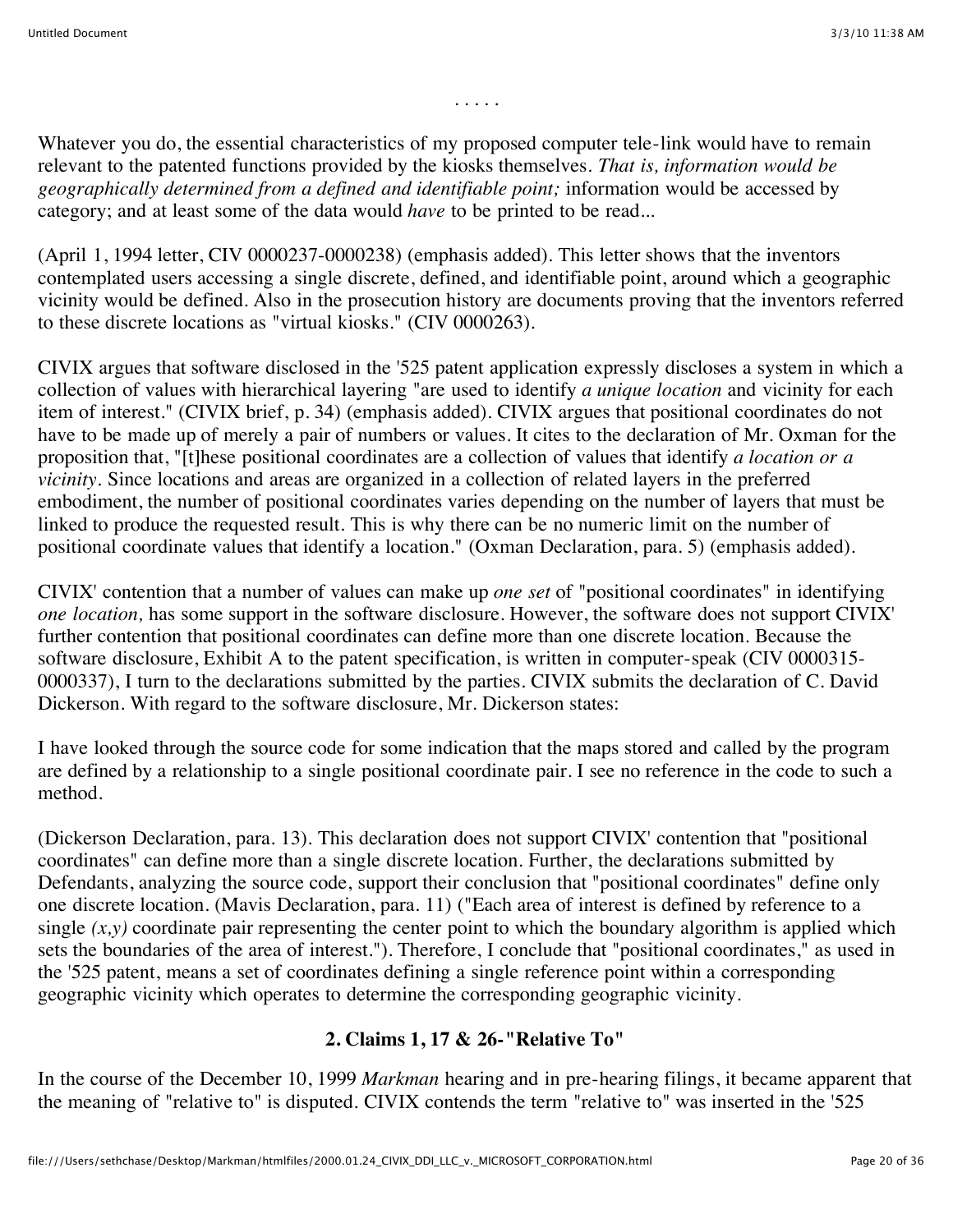. . . . .

Whatever you do, the essential characteristics of my proposed computer tele-link would have to remain relevant to the patented functions provided by the kiosks themselves. *That is, information would be geographically determined from a defined and identifiable point;* information would be accessed by category; and at least some of the data would *have* to be printed to be read...

(April 1, 1994 letter, CIV 0000237-0000238) (emphasis added). This letter shows that the inventors contemplated users accessing a single discrete, defined, and identifiable point, around which a geographic vicinity would be defined. Also in the prosecution history are documents proving that the inventors referred to these discrete locations as "virtual kiosks." (CIV 0000263).

CIVIX argues that software disclosed in the '525 patent application expressly discloses a system in which a collection of values with hierarchical layering "are used to identify *a unique location* and vicinity for each item of interest." (CIVIX brief, p. 34) (emphasis added). CIVIX argues that positional coordinates do not have to be made up of merely a pair of numbers or values. It cites to the declaration of Mr. Oxman for the proposition that, "[t]hese positional coordinates are a collection of values that identify *a location or a vicinity*. Since locations and areas are organized in a collection of related layers in the preferred embodiment, the number of positional coordinates varies depending on the number of layers that must be linked to produce the requested result. This is why there can be no numeric limit on the number of positional coordinate values that identify a location." (Oxman Declaration, para. 5) (emphasis added).

CIVIX' contention that a number of values can make up *one set* of "positional coordinates" in identifying *one location,* has some support in the software disclosure. However, the software does not support CIVIX' further contention that positional coordinates can define more than one discrete location. Because the software disclosure, Exhibit A to the patent specification, is written in computer-speak (CIV 0000315-0000337), I turn to the declarations submitted by the parties. CIVIX submits the declaration of C. David Dickerson. With regard to the software disclosure, Mr. Dickerson states:

I have looked through the source code for some indication that the maps stored and called by the program are defined by a relationship to a single positional coordinate pair. I see no reference in the code to such a method.

(Dickerson Declaration, para. 13). This declaration does not support CIVIX' contention that "positional coordinates" can define more than a single discrete location. Further, the declarations submitted by Defendants, analyzing the source code, support their conclusion that "positional coordinates" define only one discrete location. (Mavis Declaration, para. 11) ("Each area of interest is defined by reference to a single *(x,y)* coordinate pair representing the center point to which the boundary algorithm is applied which sets the boundaries of the area of interest."). Therefore, I conclude that "positional coordinates," as used in the '525 patent, means a set of coordinates defining a single reference point within a corresponding geographic vicinity which operates to determine the corresponding geographic vicinity.

### 2. Claims 1, 17 & 26-"Relative To"

In the course of the December 10, 1999 *Markman* hearing and in pre-hearing filings, it became apparent that the meaning of "relative to" is disputed. CIVIX contends the term "relative to" was inserted in the '525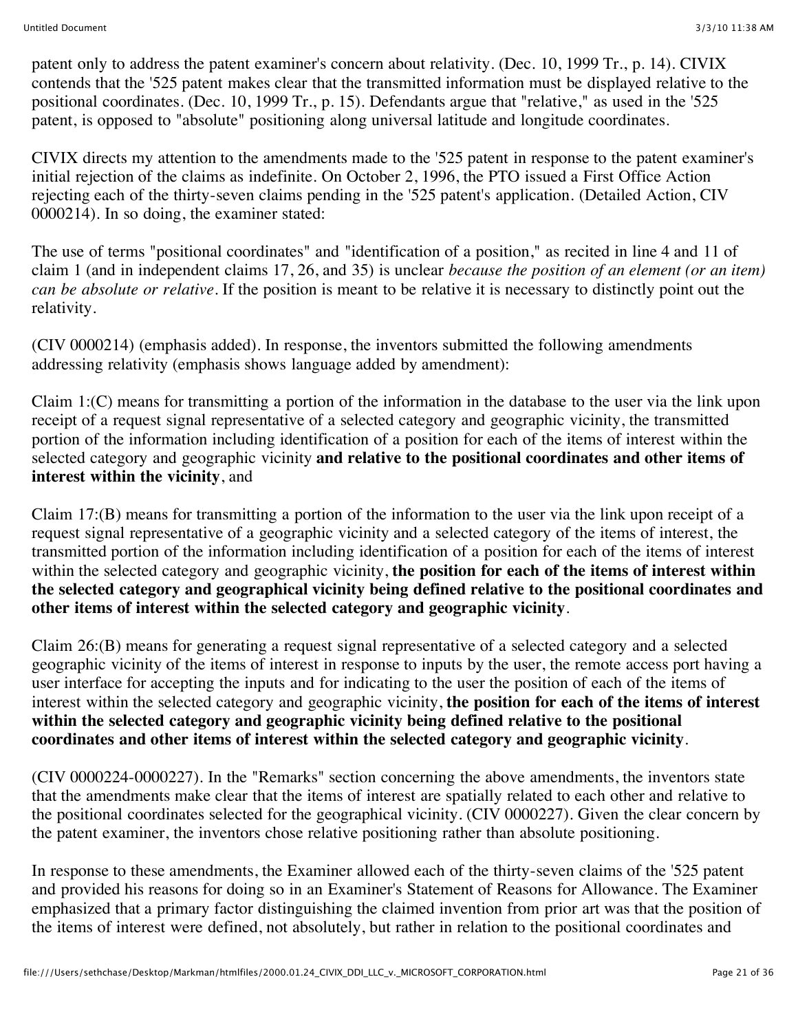patent only to address the patent examiner's concern about relativity. (Dec. 10, 1999 Tr., p. 14). CIVIX contends that the '525 patent makes clear that the transmitted information must be displayed relative to the positional coordinates. (Dec. 10, 1999 Tr., p. 15). Defendants argue that "relative," as used in the '525 patent, is opposed to "absolute" positioning along universal latitude and longitude coordinates.

CIVIX directs my attention to the amendments made to the '525 patent in response to the patent examiner's initial rejection of the claims as indefinite. On October 2, 1996, the PTO issued a First Office Action rejecting each of the thirty-seven claims pending in the '525 patent's application. (Detailed Action, CIV 0000214). In so doing, the examiner stated:

The use of terms "positional coordinates" and "identification of a position," as recited in line 4 and 11 of claim 1 (and in independent claims 17, 26, and 35) is unclear *because the position of an element (or an item) can be absolute or relative*. If the position is meant to be relative it is necessary to distinctly point out the relativity.

(CIV 0000214) (emphasis added). In response, the inventors submitted the following amendments addressing relativity (emphasis shows language added by amendment):

Claim 1:(C) means for transmitting a portion of the information in the database to the user via the link upon receipt of a request signal representative of a selected category and geographic vicinity, the transmitted portion of the information including identification of a position for each of the items of interest within the selected category and geographic vicinity **and relative to the positional coordinates and other items of interest within the vicinity**, and

Claim 17:(B) means for transmitting a portion of the information to the user via the link upon receipt of a request signal representative of a geographic vicinity and a selected category of the items of interest, the transmitted portion of the information including identification of a position for each of the items of interest within the selected category and geographic vicinity, **the position for each of the items of interest within the selected category and geographical vicinity being defined relative to the positional coordinates and other items of interest within the selected category and geographic vicinity**.

Claim 26:(B) means for generating a request signal representative of a selected category and a selected geographic vicinity of the items of interest in response to inputs by the user, the remote access port having a user interface for accepting the inputs and for indicating to the user the position of each of the items of interest within the selected category and geographic vicinity, **the position for each of the items of interest within the selected category and geographic vicinity being defined relative to the positional coordinates and other items of interest within the selected category and geographic vicinity**.

(CIV 0000224-0000227). In the "Remarks" section concerning the above amendments, the inventors state that the amendments make clear that the items of interest are spatially related to each other and relative to the positional coordinates selected for the geographical vicinity. (CIV 0000227). Given the clear concern by the patent examiner, the inventors chose relative positioning rather than absolute positioning.

In response to these amendments, the Examiner allowed each of the thirty-seven claims of the '525 patent and provided his reasons for doing so in an Examiner's Statement of Reasons for Allowance. The Examiner emphasized that a primary factor distinguishing the claimed invention from prior art was that the position of the items of interest were defined, not absolutely, but rather in relation to the positional coordinates and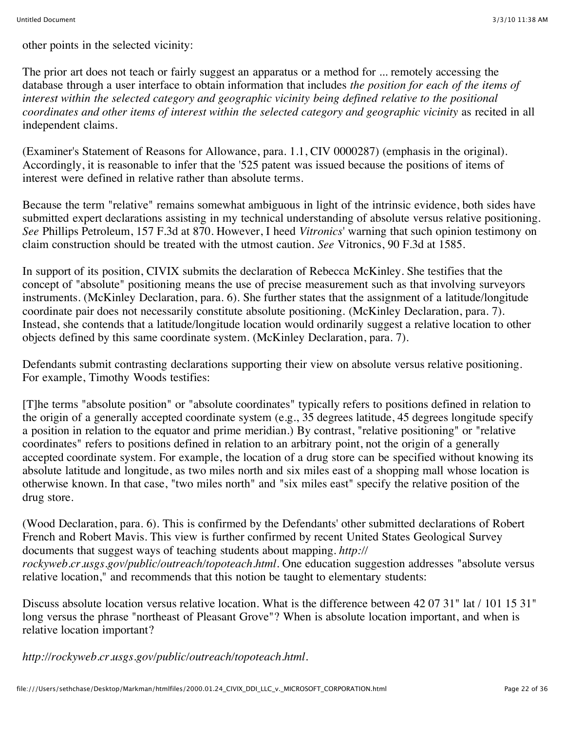other points in the selected vicinity:

The prior art does not teach or fairly suggest an apparatus or a method for ... remotely accessing the database through a user interface to obtain information that includes *the position for each of the items of interest within the selected category and geographic vicinity being defined relative to the positional coordinates and other items of interest within the selected category and geographic vicinity* as recited in all independent claims.

(Examiner's Statement of Reasons for Allowance, para. 1.1, CIV 0000287) (emphasis in the original). Accordingly, it is reasonable to infer that the '525 patent was issued because the positions of items of interest were defined in relative rather than absolute terms.

Because the term "relative" remains somewhat ambiguous in light of the intrinsic evidence, both sides have submitted expert declarations assisting in my technical understanding of absolute versus relative positioning. *See* Phillips Petroleum, 157 F.3d at 870. However, I heed *Vitronics*' warning that such opinion testimony on claim construction should be treated with the utmost caution. *See* Vitronics, 90 F.3d at 1585.

In support of its position, CIVIX submits the declaration of Rebecca McKinley. She testifies that the concept of "absolute" positioning means the use of precise measurement such as that involving surveyors instruments. (McKinley Declaration, para. 6). She further states that the assignment of a latitude/longitude coordinate pair does not necessarily constitute absolute positioning. (McKinley Declaration, para. 7). Instead, she contends that a latitude/longitude location would ordinarily suggest a relative location to other objects defined by this same coordinate system. (McKinley Declaration, para. 7).

Defendants submit contrasting declarations supporting their view on absolute versus relative positioning. For example, Timothy Woods testifies:

[T]he terms "absolute position" or "absolute coordinates" typically refers to positions defined in relation to the origin of a generally accepted coordinate system (e.g., 35 degrees latitude, 45 degrees longitude specify a position in relation to the equator and prime meridian.) By contrast, "relative positioning" or "relative coordinates" refers to positions defined in relation to an arbitrary point, not the origin of a generally accepted coordinate system. For example, the location of a drug store can be specified without knowing its absolute latitude and longitude, as two miles north and six miles east of a shopping mall whose location is otherwise known. In that case, "two miles north" and "six miles east" specify the relative position of the drug store.

(Wood Declaration, para. 6). This is confirmed by the Defendants' other submitted declarations of Robert French and Robert Mavis. This view is further confirmed by recent United States Geological Survey documents that suggest ways of teaching students about mapping. *http://rockyweb.cr.usgs.gov/public/outreach/topoteach.html*. One education suggestion addresses "absolute versus relative location," and recommends that this notion be taught to elementary students:

Discuss absolute location versus relative location. What is the difference between 42 07 31" lat / 101 15 31" long versus the phrase "northeast of Pleasant Grove"? When is absolute location important, and when is relative location important?

*http://rockyweb.cr.usgs.gov/public/outreach/topoteach.html*.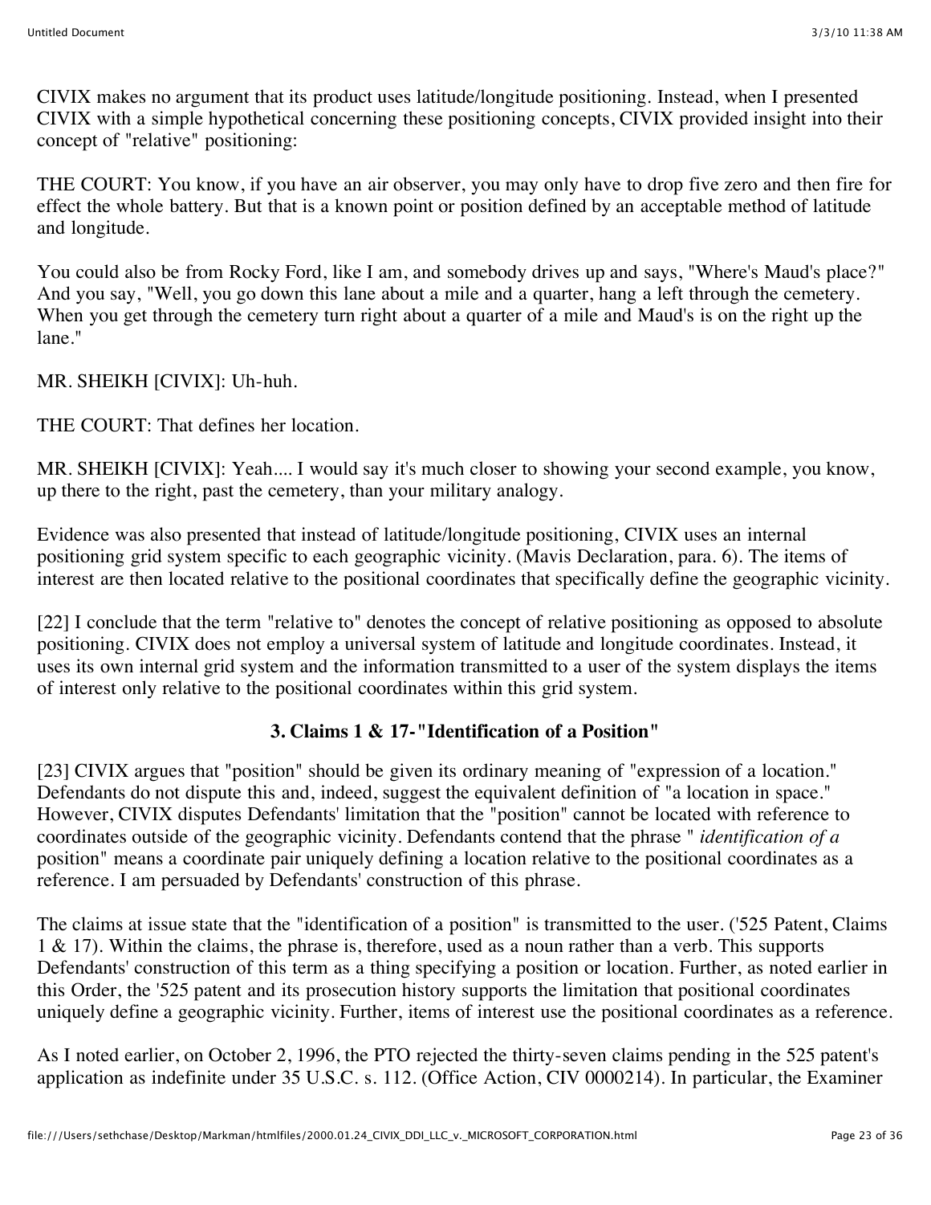CIVIX makes no argument that its product uses latitude/longitude positioning. Instead, when I presented CIVIX with a simple hypothetical concerning these positioning concepts, CIVIX provided insight into their concept of "relative" positioning:

THE COURT: You know, if you have an air observer, you may only have to drop five zero and then fire for effect the whole battery. But that is a known point or position defined by an acceptable method of latitude and longitude.

You could also be from Rocky Ford, like I am, and somebody drives up and says, "Where's Maud's place?" And you say, "Well, you go down this lane about a mile and a quarter, hang a left through the cemetery. When you get through the cemetery turn right about a quarter of a mile and Maud's is on the right up the lane."

MR. SHEIKH [CIVIX]: Uh-huh.

THE COURT: That defines her location.

MR. SHEIKH [CIVIX]: Yeah.... I would say it's much closer to showing your second example, you know, up there to the right, past the cemetery, than your military analogy.

Evidence was also presented that instead of latitude/longitude positioning, CIVIX uses an internal positioning grid system specific to each geographic vicinity. (Mavis Declaration, para. 6). The items of interest are then located relative to the positional coordinates that specifically define the geographic vicinity.

[22] I conclude that the term "relative to" denotes the concept of relative positioning as opposed to absolute positioning. CIVIX does not employ a universal system of latitude and longitude coordinates. Instead, it uses its own internal grid system and the information transmitted to a user of the system displays the items of interest only relative to the positional coordinates within this grid system.

### 3. Claims 1 & 17-"Identification of a Position"

[23] CIVIX argues that "position" should be given its ordinary meaning of "expression of a location." Defendants do not dispute this and, indeed, suggest the equivalent definition of "a location in space." However, CIVIX disputes Defendants' limitation that the "position" cannot be located with reference to coordinates outside of the geographic vicinity. Defendants contend that the phrase " *identification of a* position" means a coordinate pair uniquely defining a location relative to the positional coordinates as a reference. I am persuaded by Defendants' construction of this phrase.

The claims at issue state that the "identification of a position" is transmitted to the user. ('525 Patent, Claims 1 & 17). Within the claims, the phrase is, therefore, used as a noun rather than a verb. This supports Defendants' construction of this term as a thing specifying a position or location. Further, as noted earlier in this Order, the '525 patent and its prosecution history supports the limitation that positional coordinates uniquely define a geographic vicinity. Further, items of interest use the positional coordinates as a reference.

As I noted earlier, on October 2, 1996, the PTO rejected the thirty-seven claims pending in the 525 patent's application as indefinite under 35 U.S.C. s. 112. (Office Action, CIV 0000214). In particular, the Examiner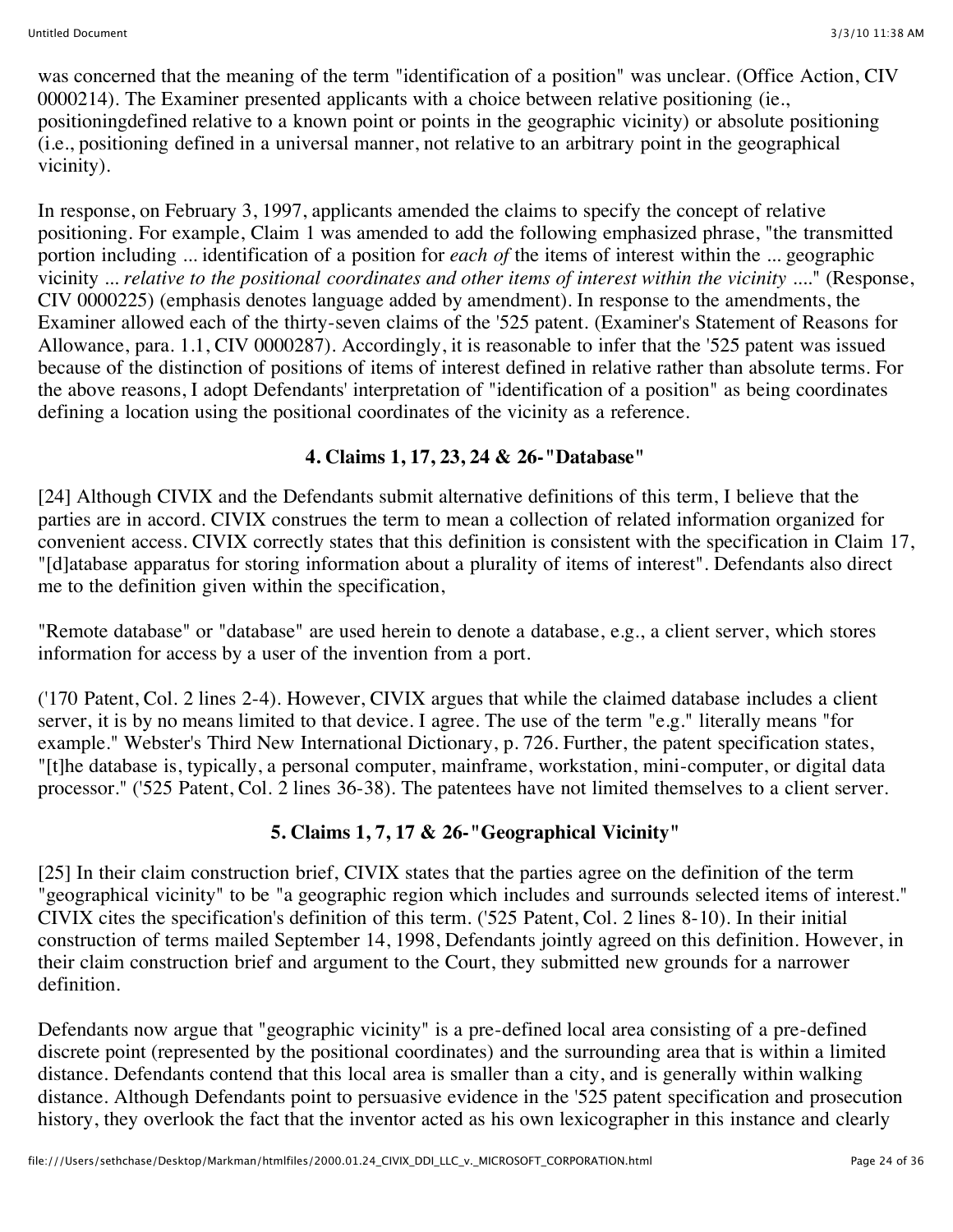was concerned that the meaning of the term "identification of a position" was unclear. (Office Action, CIV 0000214). The Examiner presented applicants with a choice between relative positioning (ie., positioningdefined relative to a known point or points in the geographic vicinity) or absolute positioning (i.e., positioning defined in a universal manner, not relative to an arbitrary point in the geographical vicinity).

In response, on February 3, 1997, applicants amended the claims to specify the concept of relative positioning. For example, Claim 1 was amended to add the following emphasized phrase, "the transmitted portion including ... identification of a position for *each of* the items of interest within the ... geographic vicinity ... *relative to the positional coordinates and other items of interest within the vicinity* ...." (Response, CIV 0000225) (emphasis denotes language added by amendment). In response to the amendments, the Examiner allowed each of the thirty-seven claims of the '525 patent. (Examiner's Statement of Reasons for Allowance, para. 1.1, CIV 0000287). Accordingly, it is reasonable to infer that the '525 patent was issued because of the distinction of positions of items of interest defined in relative rather than absolute terms. For the above reasons, I adopt Defendants' interpretation of "identification of a position" as being coordinates defining a location using the positional coordinates of the vicinity as a reference.

### 4. Claims 1, 17, 23, 24 & 26-"Database"

[24] Although CIVIX and the Defendants submit alternative definitions of this term, I believe that the parties are in accord. CIVIX construes the term to mean a collection of related information organized for convenient access. CIVIX correctly states that this definition is consistent with the specification in Claim 17, "[d]atabase apparatus for storing information about a plurality of items of interest". Defendants also direct me to the definition given within the specification,

"Remote database" or "database" are used herein to denote a database, e.g., a client server, which stores information for access by a user of the invention from a port.

('170 Patent, Col. 2 lines 2-4). However, CIVIX argues that while the claimed database includes a client server, it is by no means limited to that device. I agree. The use of the term "e.g." literally means "for example." Webster's Third New International Dictionary, p. 726. Further, the patent specification states, "[t]he database is, typically, a personal computer, mainframe, workstation, mini-computer, or digital data processor." ('525 Patent, Col. 2 lines 36-38). The patentees have not limited themselves to a client server.

### 5. Claims 1, 7, 17 & 26-"Geographical Vicinity"

[25] In their claim construction brief, CIVIX states that the parties agree on the definition of the term "geographical vicinity" to be "a geographic region which includes and surrounds selected items of interest." CIVIX cites the specification's definition of this term. ('525 Patent, Col. 2 lines 8-10). In their initial construction of terms mailed September 14, 1998, Defendants jointly agreed on this definition. However, in their claim construction brief and argument to the Court, they submitted new grounds for a narrower definition.

Defendants now argue that "geographic vicinity" is a pre-defined local area consisting of a pre-defined discrete point (represented by the positional coordinates) and the surrounding area that is within a limited distance. Defendants contend that this local area is smaller than a city, and is generally within walking distance. Although Defendants point to persuasive evidence in the '525 patent specification and prosecution history, they overlook the fact that the inventor acted as his own lexicographer in this instance and clearly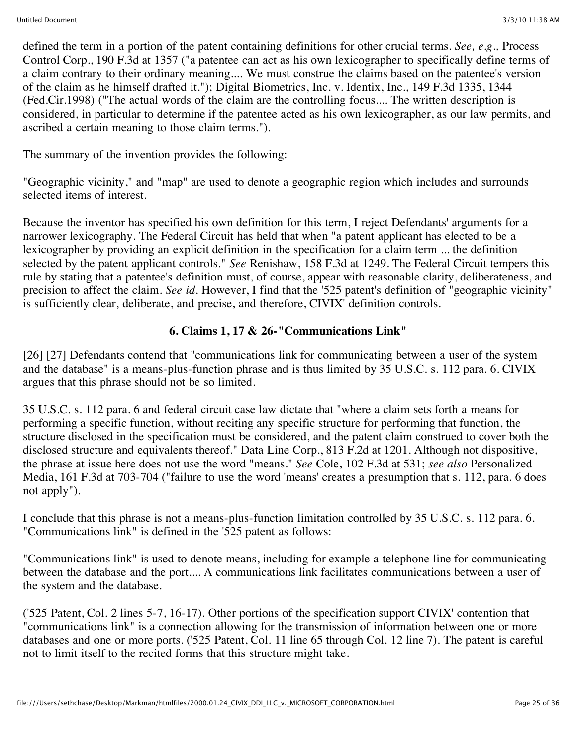defined the term in a portion of the patent containing definitions for other crucial terms. *See, e.g.,* Process Control Corp., 190 F.3d at 1357 ("a patentee can act as his own lexicographer to specifically define terms of a claim contrary to their ordinary meaning.... We must construe the claims based on the patentee's version of the claim as he himself drafted it."); Digital Biometrics, Inc. v. Identix, Inc., 149 F.3d 1335, 1344 (Fed.Cir.1998) ("The actual words of the claim are the controlling focus.... The written description is considered, in particular to determine if the patentee acted as his own lexicographer, as our law permits, and ascribed a certain meaning to those claim terms.").

The summary of the invention provides the following:

"Geographic vicinity," and "map" are used to denote a geographic region which includes and surrounds selected items of interest.

Because the inventor has specified his own definition for this term, I reject Defendants' arguments for a narrower lexicography. The Federal Circuit has held that when "a patent applicant has elected to be a lexicographer by providing an explicit definition in the specification for a claim term ... the definition selected by the patent applicant controls." *See* Renishaw, 158 F.3d at 1249. The Federal Circuit tempers this rule by stating that a patentee's definition must, of course, appear with reasonable clarity, deliberateness, and precision to affect the claim. *See id.* However, I find that the '525 patent's definition of "geographic vicinity" is sufficiently clear, deliberate, and precise, and therefore, CIVIX' definition controls.

### 6. Claims 1, 17 & 26-"Communications Link"

[26] [27] Defendants contend that "communications link for communicating between a user of the system and the database" is a means-plus-function phrase and is thus limited by 35 U.S.C. s. 112 para. 6. CIVIX argues that this phrase should not be so limited.

35 U.S.C. s. 112 para. 6 and federal circuit case law dictate that "where a claim sets forth a means for performing a specific function, without reciting any specific structure for performing that function, the structure disclosed in the specification must be considered, and the patent claim construed to cover both the disclosed structure and equivalents thereof." Data Line Corp., 813 F.2d at 1201. Although not dispositive, the phrase at issue here does not use the word "means." *See* Cole, 102 F.3d at 531; *see also* Personalized Media, 161 F.3d at 703-704 ("failure to use the word 'means' creates a presumption that s. 112, para. 6 does not apply").

I conclude that this phrase is not a means-plus-function limitation controlled by 35 U.S.C. s. 112 para. 6. "Communications link" is defined in the '525 patent as follows:

"Communications link" is used to denote means, including for example a telephone line for communicating between the database and the port.... A communications link facilitates communications between a user of the system and the database.

('525 Patent, Col. 2 lines 5-7, 16-17). Other portions of the specification support CIVIX' contention that "communications link" is a connection allowing for the transmission of information between one or more databases and one or more ports. ('525 Patent, Col. 11 line 65 through Col. 12 line 7). The patent is careful not to limit itself to the recited forms that this structure might take.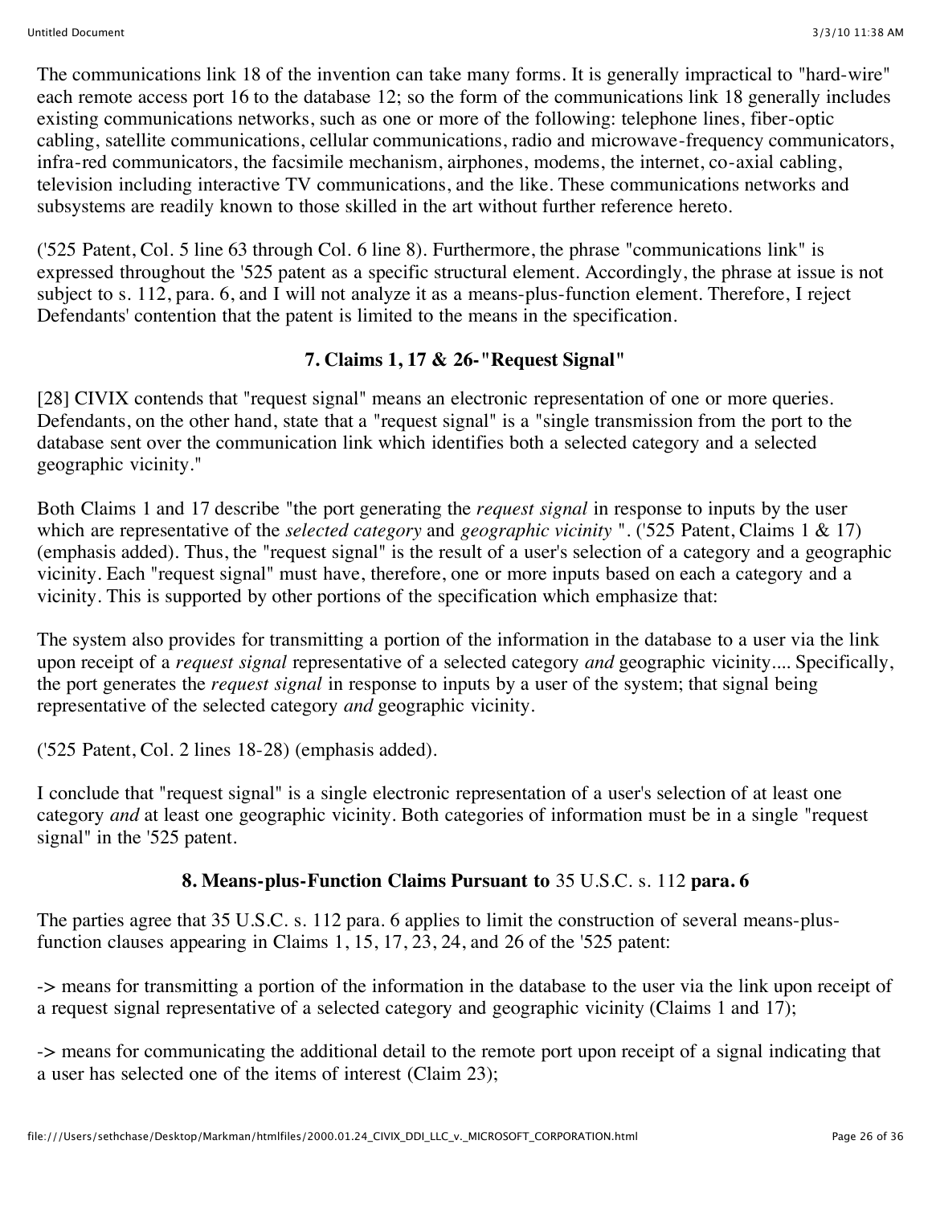The communications link 18 of the invention can take many forms. It is generally impractical to "hard-wire" each remote access port 16 to the database 12; so the form of the communications link 18 generally includes existing communications networks, such as one or more of the following: telephone lines, fiber-optic cabling, satellite communications, cellular communications, radio and microwave-frequency communicators, infra-red communicators, the facsimile mechanism, airphones, modems, the internet, co-axial cabling, television including interactive TV communications, and the like. These communications networks and subsystems are readily known to those skilled in the art without further reference hereto.

('525 Patent, Col. 5 line 63 through Col. 6 line 8). Furthermore, the phrase "communications link" is expressed throughout the '525 patent as a specific structural element. Accordingly, the phrase at issue is not subject to s. 112, para. 6, and I will not analyze it as a means-plus-function element. Therefore, I reject Defendants' contention that the patent is limited to the means in the specification.

### 7. Claims 1, 17 & 26-"Request Signal"

[28] CIVIX contends that "request signal" means an electronic representation of one or more queries. Defendants, on the other hand, state that a "request signal" is a "single transmission from the port to the database sent over the communication link which identifies both a selected category and a selected geographic vicinity."

Both Claims 1 and 17 describe "the port generating the *request signal* in response to inputs by the user which are representative of the *selected category* and *geographic vicinity* ". ('525 Patent, Claims 1 & 17) (emphasis added). Thus, the "request signal" is the result of a user's selection of a category and a geographic vicinity. Each "request signal" must have, therefore, one or more inputs based on each a category and a vicinity. This is supported by other portions of the specification which emphasize that:

The system also provides for transmitting a portion of the information in the database to a user via the link upon receipt of a *request signal* representative of a selected category *and* geographic vicinity.... Specifically, the port generates the *request signal* in response to inputs by a user of the system; that signal being representative of the selected category *and* geographic vicinity.

('525 Patent, Col. 2 lines 18-28) (emphasis added).

I conclude that "request signal" is a single electronic representation of a user's selection of at least one category *and* at least one geographic vicinity. Both categories of information must be in a single "request signal" in the '525 patent.

### 8. Means-plus-Function Claims Pursuant to 35 U.S.C. s. 112 para. 6

The parties agree that 35 U.S.C. s. 112 para. 6 applies to limit the construction of several means-plus-function clauses appearing in Claims 1, 15, 17, 23, 24, and 26 of the '525 patent:

-> means for transmitting a portion of the information in the database to the user via the link upon receipt of a request signal representative of a selected category and geographic vicinity (Claims 1 and 17);

-> means for communicating the additional detail to the remote port upon receipt of a signal indicating that a user has selected one of the items of interest (Claim 23);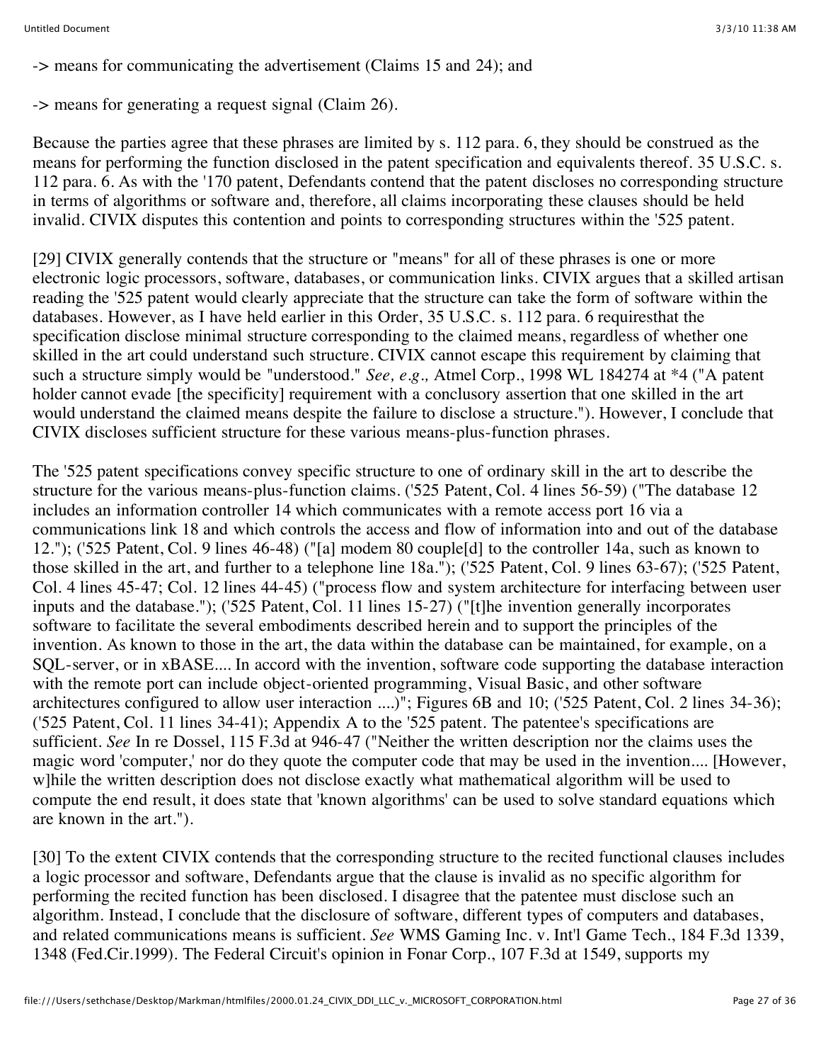-> means for communicating the advertisement (Claims 15 and 24); and

-> means for generating a request signal (Claim 26).

Because the parties agree that these phrases are limited by s. 112 para. 6, they should be construed as the means for performing the function disclosed in the patent specification and equivalents thereof. 35 U.S.C. s. 112 para. 6. As with the '170 patent, Defendants contend that the patent discloses no corresponding structure in terms of algorithms or software and, therefore, all claims incorporating these clauses should be held invalid. CIVIX disputes this contention and points to corresponding structures within the '525 patent.

[29] CIVIX generally contends that the structure or "means" for all of these phrases is one or more electronic logic processors, software, databases, or communication links. CIVIX argues that a skilled artisan reading the '525 patent would clearly appreciate that the structure can take the form of software within the databases. However, as I have held earlier in this Order, 35 U.S.C. s. 112 para. 6 requiresthat the specification disclose minimal structure corresponding to the claimed means, regardless of whether one skilled in the art could understand such structure. CIVIX cannot escape this requirement by claiming that such a structure simply would be "understood." *See, e.g.,* Atmel Corp., 1998 WL 184274 at *4 ("A patent holder cannot evade [the specificity] requirement with a conclusory assertion that one skilled in the art would understand the claimed means despite the failure to disclose a structure."). However, I conclude that CIVIX discloses sufficient structure for these various means-plus-function phrases.

The '525 patent specifications convey specific structure to one of ordinary skill in the art to describe the structure for the various means-plus-function claims. ('525 Patent, Col. 4 lines 56-59) ("The database 12 includes an information controller 14 which communicates with a remote access port 16 via a communications link 18 and which controls the access and flow of information into and out of the database 12."); ('525 Patent, Col. 9 lines 46-48) ("[a] modem 80 couple[d] to the controller 14a, such as known to those skilled in the art, and further to a telephone line 18a."); ('525 Patent, Col. 9 lines 63-67); ('525 Patent, Col. 4 lines 45-47; Col. 12 lines 44-45) ("process flow and system architecture for interfacing between user inputs and the database."); ('525 Patent, Col. 11 lines 15-27) ("[t]he invention generally incorporates software to facilitate the several embodiments described herein and to support the principles of the invention. As known to those in the art, the data within the database can be maintained, for example, on a SQL-server, or in xBASE.... In accord with the invention, software code supporting the database interaction with the remote port can include object-oriented programming, Visual Basic, and other software architectures configured to allow user interaction ....)"; Figures 6B and 10; ('525 Patent, Col. 2 lines 34-36); ('525 Patent, Col. 11 lines 34-41); Appendix A to the '525 patent. The patentee's specifications are sufficient. *See* In re Dossel, 115 F.3d at 946-47 ("Neither the written description nor the claims uses the magic word 'computer,' nor do they quote the computer code that may be used in the invention.... [However, w]hile the written description does not disclose exactly what mathematical algorithm will be used to compute the end result, it does state that 'known algorithms' can be used to solve standard equations which are known in the art.").

[30] To the extent CIVIX contends that the corresponding structure to the recited functional clauses includes a logic processor and software, Defendants argue that the clause is invalid as no specific algorithm for performing the recited function has been disclosed. I disagree that the patentee must disclose such an algorithm. Instead, I conclude that the disclosure of software, different types of computers and databases, and related communications means is sufficient. *See* WMS Gaming Inc. v. Int'l Game Tech., 184 F.3d 1339, 1348 (Fed.Cir.1999). The Federal Circuit's opinion in Fonar Corp., 107 F.3d at 1549, supports my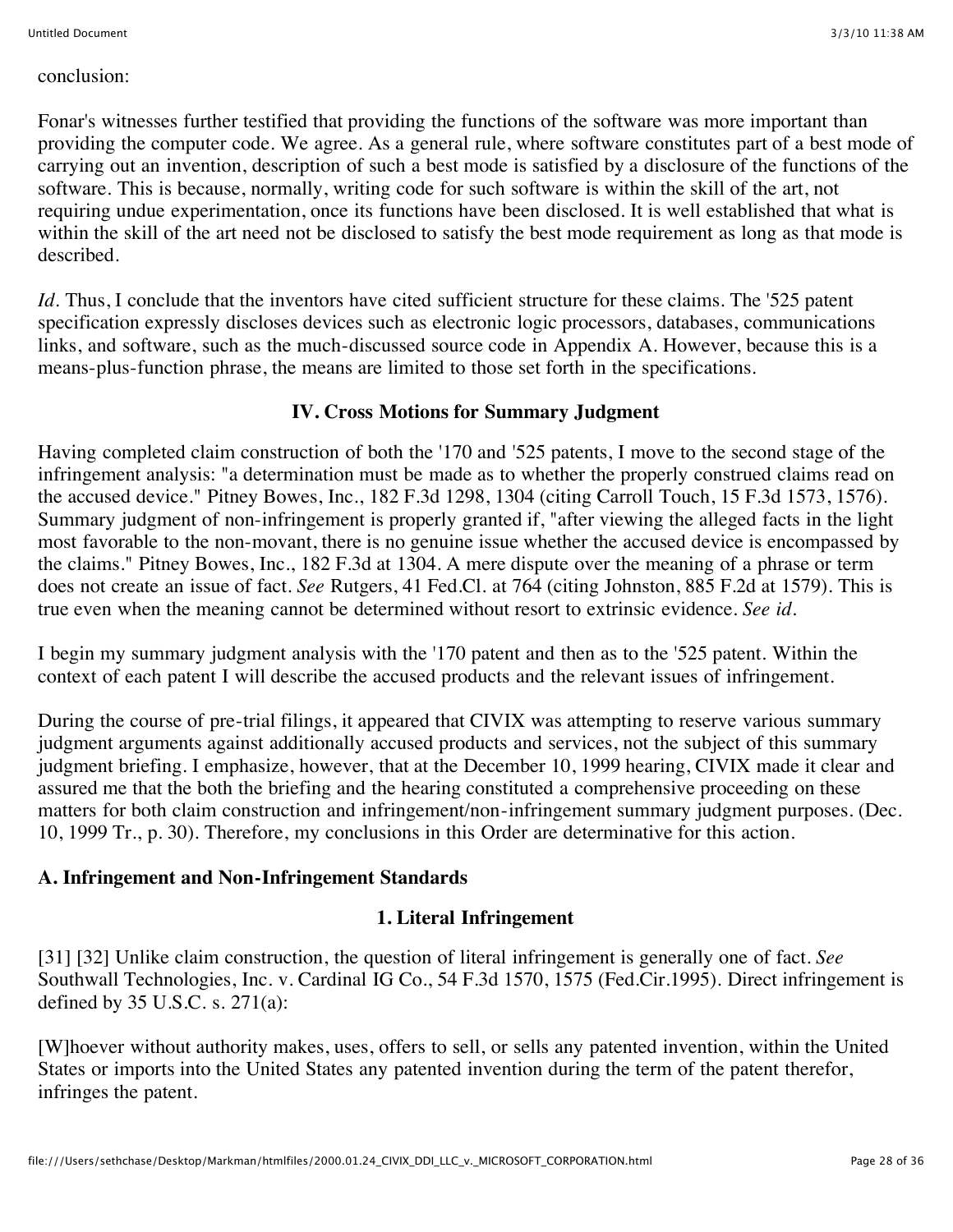conclusion:

Fonar's witnesses further testified that providing the functions of the software was more important than providing the computer code. We agree. As a general rule, where software constitutes part of a best mode of carrying out an invention, description of such a best mode is satisfied by a disclosure of the functions of the software. This is because, normally, writing code for such software is within the skill of the art, not requiring undue experimentation, once its functions have been disclosed. It is well established that what is within the skill of the art need not be disclosed to satisfy the best mode requirement as long as that mode is described.

*Id*. Thus, I conclude that the inventors have cited sufficient structure for these claims. The '525 patent specification expressly discloses devices such as electronic logic processors, databases, communications links, and software, such as the much-discussed source code in Appendix A. However, because this is a means-plus-function phrase, the means are limited to those set forth in the specifications.

## IV. Cross Motions for Summary Judgment

Having completed claim construction of both the '170 and '525 patents, I move to the second stage of the infringement analysis: "a determination must be made as to whether the properly construed claims read on the accused device." Pitney Bowes, Inc., 182 F.3d 1298, 1304 (citing Carroll Touch, 15 F.3d 1573, 1576). Summary judgment of non-infringement is properly granted if, "after viewing the alleged facts in the light most favorable to the non-movant, there is no genuine issue whether the accused device is encompassed by the claims." Pitney Bowes, Inc., 182 F.3d at 1304. A mere dispute over the meaning of a phrase or term does not create an issue of fact. *See* Rutgers, 41 Fed.Cl. at 764 (citing Johnston, 885 F.2d at 1579). This is true even when the meaning cannot be determined without resort to extrinsic evidence. *See id.*

I begin my summary judgment analysis with the '170 patent and then as to the '525 patent. Within the context of each patent I will describe the accused products and the relevant issues of infringement.

During the course of pre-trial filings, it appeared that CIVIX was attempting to reserve various summary judgment arguments against additionally accused products and services, not the subject of this summary judgment briefing. I emphasize, however, that at the December 10, 1999 hearing, CIVIX made it clear and assured me that the both the briefing and the hearing constituted a comprehensive proceeding on these matters for both claim construction and infringement/non-infringement summary judgment purposes. (Dec. 10, 1999 Tr., p. 30). Therefore, my conclusions in this Order are determinative for this action.

### A. Infringement and Non-Infringement Standards

#### 1. Literal Infringement

[31] [32] Unlike claim construction, the question of literal infringement is generally one of fact. *See* Southwall Technologies, Inc. v. Cardinal IG Co., 54 F.3d 1570, 1575 (Fed.Cir.1995). Direct infringement is defined by 35 U.S.C. s. 271(a):

[W]hoever without authority makes, uses, offers to sell, or sells any patented invention, within the United States or imports into the United States any patented invention during the term of the patent therefor, infringes the patent.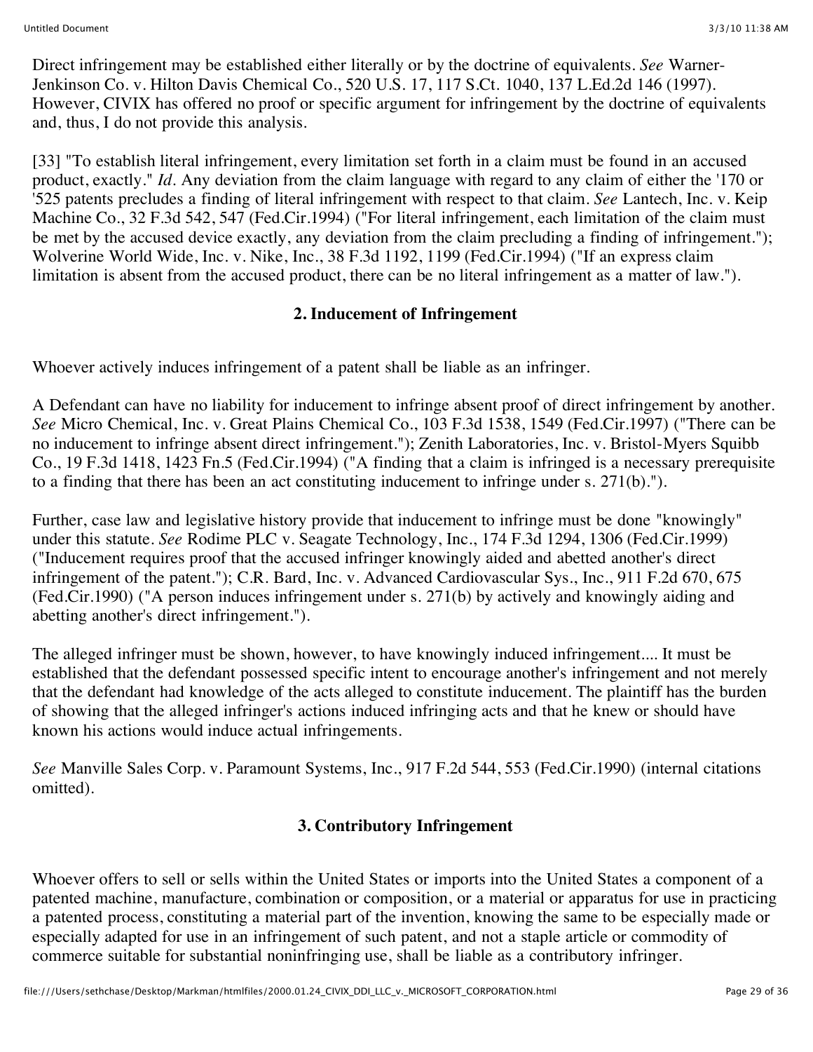Direct infringement may be established either literally or by the doctrine of equivalents. *See* Warner-Jenkinson Co. v. Hilton Davis Chemical Co., 520 U.S. 17, 117 S.Ct. 1040, 137 L.Ed.2d 146 (1997). However, CIVIX has offered no proof or specific argument for infringement by the doctrine of equivalents and, thus, I do not provide this analysis.

[33] "To establish literal infringement, every limitation set forth in a claim must be found in an accused product, exactly." *Id.* Any deviation from the claim language with regard to any claim of either the '170 or '525 patents precludes a finding of literal infringement with respect to that claim. *See* Lantech, Inc. v. Keip Machine Co., 32 F.3d 542, 547 (Fed.Cir.1994) ("For literal infringement, each limitation of the claim must be met by the accused device exactly, any deviation from the claim precluding a finding of infringement."); Wolverine World Wide, Inc. v. Nike, Inc., 38 F.3d 1192, 1199 (Fed.Cir.1994) ("If an express claim limitation is absent from the accused product, there can be no literal infringement as a matter of law.").

### 2. Inducement of Infringement

Whoever actively induces infringement of a patent shall be liable as an infringer.

A Defendant can have no liability for inducement to infringe absent proof of direct infringement by another. *See* Micro Chemical, Inc. v. Great Plains Chemical Co., 103 F.3d 1538, 1549 (Fed.Cir.1997) ("There can be no inducement to infringe absent direct infringement."); Zenith Laboratories, Inc. v. Bristol-Myers Squibb Co., 19 F.3d 1418, 1423 Fn.5 (Fed.Cir.1994) ("A finding that a claim is infringed is a necessary prerequisite to a finding that there has been an act constituting inducement to infringe under s. 271(b).").

Further, case law and legislative history provide that inducement to infringe must be done "knowingly" under this statute. *See* Rodime PLC v. Seagate Technology, Inc., 174 F.3d 1294, 1306 (Fed.Cir.1999) ("Inducement requires proof that the accused infringer knowingly aided and abetted another's direct infringement of the patent."); C.R. Bard, Inc. v. Advanced Cardiovascular Sys., Inc., 911 F.2d 670, 675 (Fed.Cir.1990) ("A person induces infringement under s. 271(b) by actively and knowingly aiding and abetting another's direct infringement.").

The alleged infringer must be shown, however, to have knowingly induced infringement.... It must be established that the defendant possessed specific intent to encourage another's infringement and not merely that the defendant had knowledge of the acts alleged to constitute inducement. The plaintiff has the burden of showing that the alleged infringer's actions induced infringing acts and that he knew or should have known his actions would induce actual infringements.

*See* Manville Sales Corp. v. Paramount Systems, Inc., 917 F.2d 544, 553 (Fed.Cir.1990) (internal citations omitted).

### 3. Contributory Infringement

Whoever offers to sell or sells within the United States or imports into the United States a component of a patented machine, manufacture, combination or composition, or a material or apparatus for use in practicing a patented process, constituting a material part of the invention, knowing the same to be especially made or especially adapted for use in an infringement of such patent, and not a staple article or commodity of commerce suitable for substantial noninfringing use, shall be liable as a contributory infringer.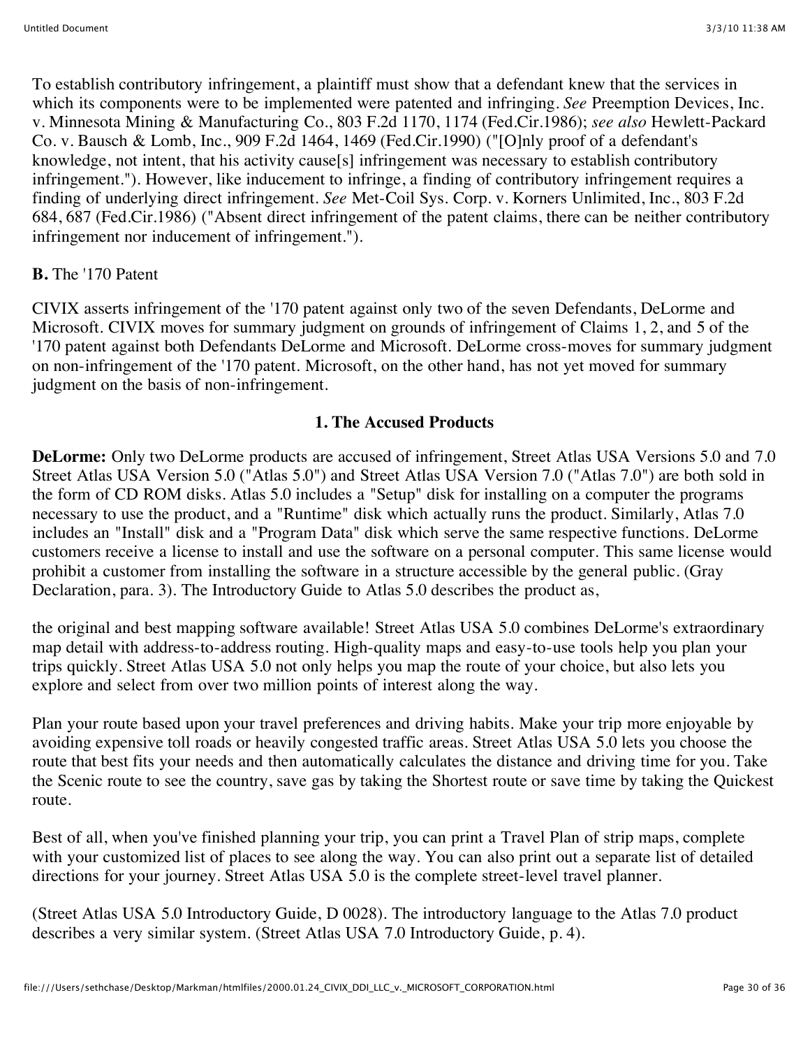To establish contributory infringement, a plaintiff must show that a defendant knew that the services in which its components were to be implemented were patented and infringing. *See* Preemption Devices, Inc. v. Minnesota Mining & Manufacturing Co., 803 F.2d 1170, 1174 (Fed.Cir.1986); *see also* Hewlett-Packard Co. v. Bausch & Lomb, Inc., 909 F.2d 1464, 1469 (Fed.Cir.1990) ("[O]nly proof of a defendant's knowledge, not intent, that his activity cause[s] infringement was necessary to establish contributory infringement."). However, like inducement to infringe, a finding of contributory infringement requires a finding of underlying direct infringement. *See* Met-Coil Sys. Corp. v. Korners Unlimited, Inc., 803 F.2d 684, 687 (Fed.Cir.1986) ("Absent direct infringement of the patent claims, there can be neither contributory infringement nor inducement of infringement.").

**B.** The '170 Patent

CIVIX asserts infringement of the '170 patent against only two of the seven Defendants, DeLorme and Microsoft. CIVIX moves for summary judgment on grounds of infringement of Claims 1, 2, and 5 of the '170 patent against both Defendants DeLorme and Microsoft. DeLorme cross-moves for summary judgment on non-infringement of the '170 patent. Microsoft, on the other hand, has not yet moved for summary judgment on the basis of non-infringement.

**1. The Accused Products**

**DeLorme:** Only two DeLorme products are accused of infringement, Street Atlas USA Versions 5.0 and 7.0 Street Atlas USA Version 5.0 ("Atlas 5.0") and Street Atlas USA Version 7.0 ("Atlas 7.0") are both sold in the form of CD ROM disks. Atlas 5.0 includes a "Setup" disk for installing on a computer the programs necessary to use the product, and a "Runtime" disk which actually runs the product. Similarly, Atlas 7.0 includes an "Install" disk and a "Program Data" disk which serve the same respective functions. DeLorme customers receive a license to install and use the software on a personal computer. This same license would prohibit a customer from installing the software in a structure accessible by the general public. (Gray Declaration, para. 3). The Introductory Guide to Atlas 5.0 describes the product as,

the original and best mapping software available! Street Atlas USA 5.0 combines DeLorme's extraordinary map detail with address-to-address routing. High-quality maps and easy-to-use tools help you plan your trips quickly. Street Atlas USA 5.0 not only helps you map the route of your choice, but also lets you explore and select from over two million points of interest along the way.

Plan your route based upon your travel preferences and driving habits. Make your trip more enjoyable by avoiding expensive toll roads or heavily congested traffic areas. Street Atlas USA 5.0 lets you choose the route that best fits your needs and then automatically calculates the distance and driving time for you. Take the Scenic route to see the country, save gas by taking the Shortest route or save time by taking the Quickest route.

Best of all, when you've finished planning your trip, you can print a Travel Plan of strip maps, complete with your customized list of places to see along the way. You can also print out a separate list of detailed directions for your journey. Street Atlas USA 5.0 is the complete street-level travel planner.

(Street Atlas USA 5.0 Introductory Guide, D 0028). The introductory language to the Atlas 7.0 product describes a very similar system. (Street Atlas USA 7.0 Introductory Guide, p. 4).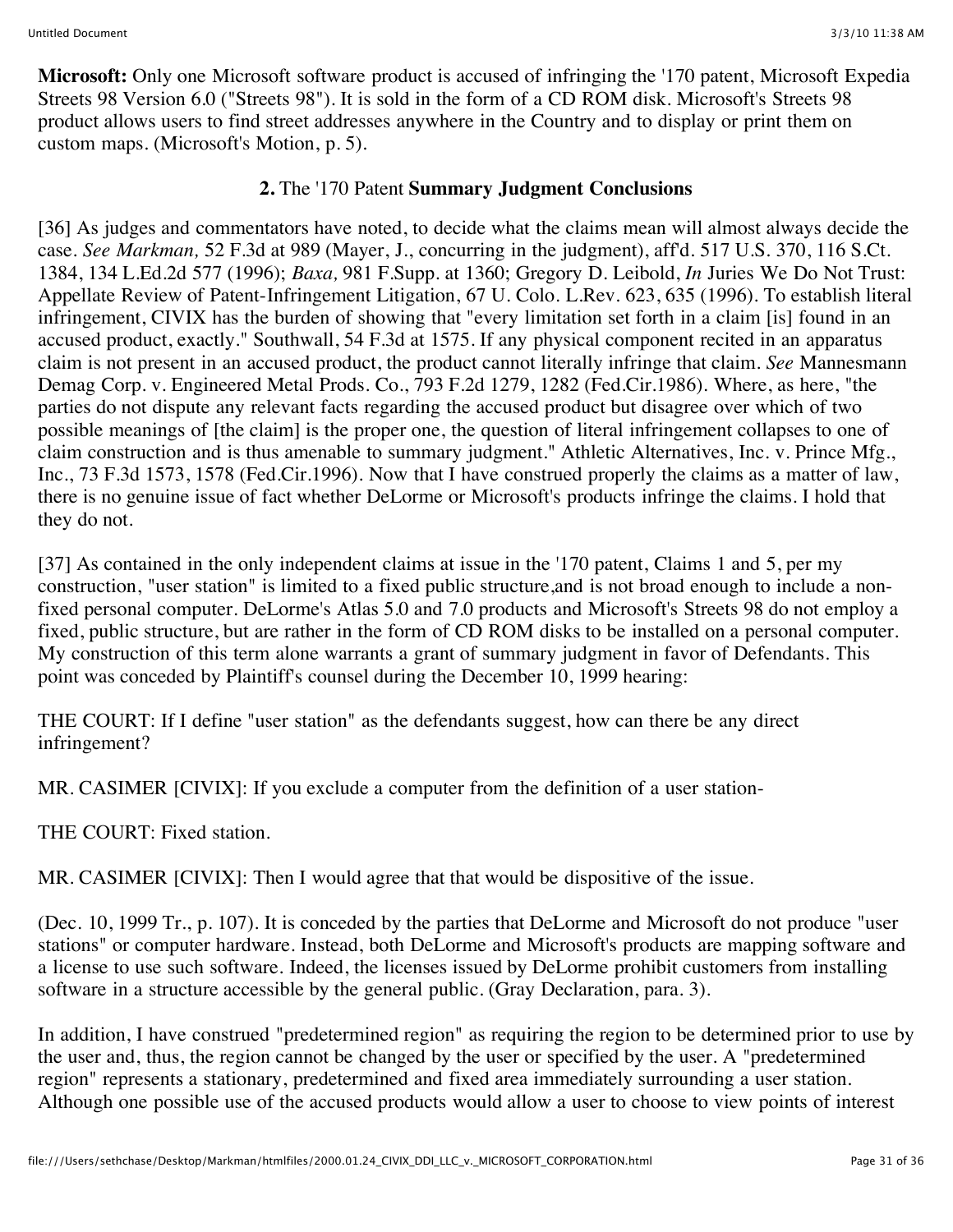**Microsoft:** Only one Microsoft software product is accused of infringing the '170 patent, Microsoft Expedia Streets 98 Version 6.0 ("Streets 98"). It is sold in the form of a CD ROM disk. Microsoft's Streets 98 product allows users to find street addresses anywhere in the Country and to display or print them on custom maps. (Microsoft's Motion, p. 5).

**2.** The '170 Patent **Summary Judgment Conclusions**

[36] As judges and commentators have noted, to decide what the claims mean will almost always decide the case. *See Markman,* 52 F.3d at 989 (Mayer, J., concurring in the judgment), aff'd. 517 U.S. 370, 116 S.Ct. 1384, 134 L.Ed.2d 577 (1996); *Baxa,* 981 F.Supp. at 1360; Gregory D. Leibold, *In* Juries We Do Not Trust: Appellate Review of Patent-Infringement Litigation, 67 U. Colo. L.Rev. 623, 635 (1996). To establish literal infringement, CIVIX has the burden of showing that "every limitation set forth in a claim [is] found in an accused product, exactly." Southwall, 54 F.3d at 1575. If any physical component recited in an apparatus claim is not present in an accused product, the product cannot literally infringe that claim. *See* Mannesmann Demag Corp. v. Engineered Metal Prods. Co., 793 F.2d 1279, 1282 (Fed.Cir.1986). Where, as here, "the parties do not dispute any relevant facts regarding the accused product but disagree over which of two possible meanings of [the claim] is the proper one, the question of literal infringement collapses to one of claim construction and is thus amenable to summary judgment." Athletic Alternatives, Inc. v. Prince Mfg., Inc., 73 F.3d 1573, 1578 (Fed.Cir.1996). Now that I have construed properly the claims as a matter of law, there is no genuine issue of fact whether DeLorme or Microsoft's products infringe the claims. I hold that they do not.

[37] As contained in the only independent claims at issue in the '170 patent, Claims 1 and 5, per my construction, "user station" is limited to a fixed public structure,and is not broad enough to include a non-fixed personal computer. DeLorme's Atlas 5.0 and 7.0 products and Microsoft's Streets 98 do not employ a fixed, public structure, but are rather in the form of CD ROM disks to be installed on a personal computer. My construction of this term alone warrants a grant of summary judgment in favor of Defendants. This point was conceded by Plaintiff's counsel during the December 10, 1999 hearing:

THE COURT: If I define "user station" as the defendants suggest, how can there be any direct infringement?

MR. CASIMER [CIVIX]: If you exclude a computer from the definition of a user station-

THE COURT: Fixed station.

MR. CASIMER [CIVIX]: Then I would agree that that would be dispositive of the issue.

(Dec. 10, 1999 Tr., p. 107). It is conceded by the parties that DeLorme and Microsoft do not produce "user stations" or computer hardware. Instead, both DeLorme and Microsoft's products are mapping software and a license to use such software. Indeed, the licenses issued by DeLorme prohibit customers from installing software in a structure accessible by the general public. (Gray Declaration, para. 3).

In addition, I have construed "predetermined region" as requiring the region to be determined prior to use by the user and, thus, the region cannot be changed by the user or specified by the user. A "predetermined region" represents a stationary, predetermined and fixed area immediately surrounding a user station. Although one possible use of the accused products would allow a user to choose to view points of interest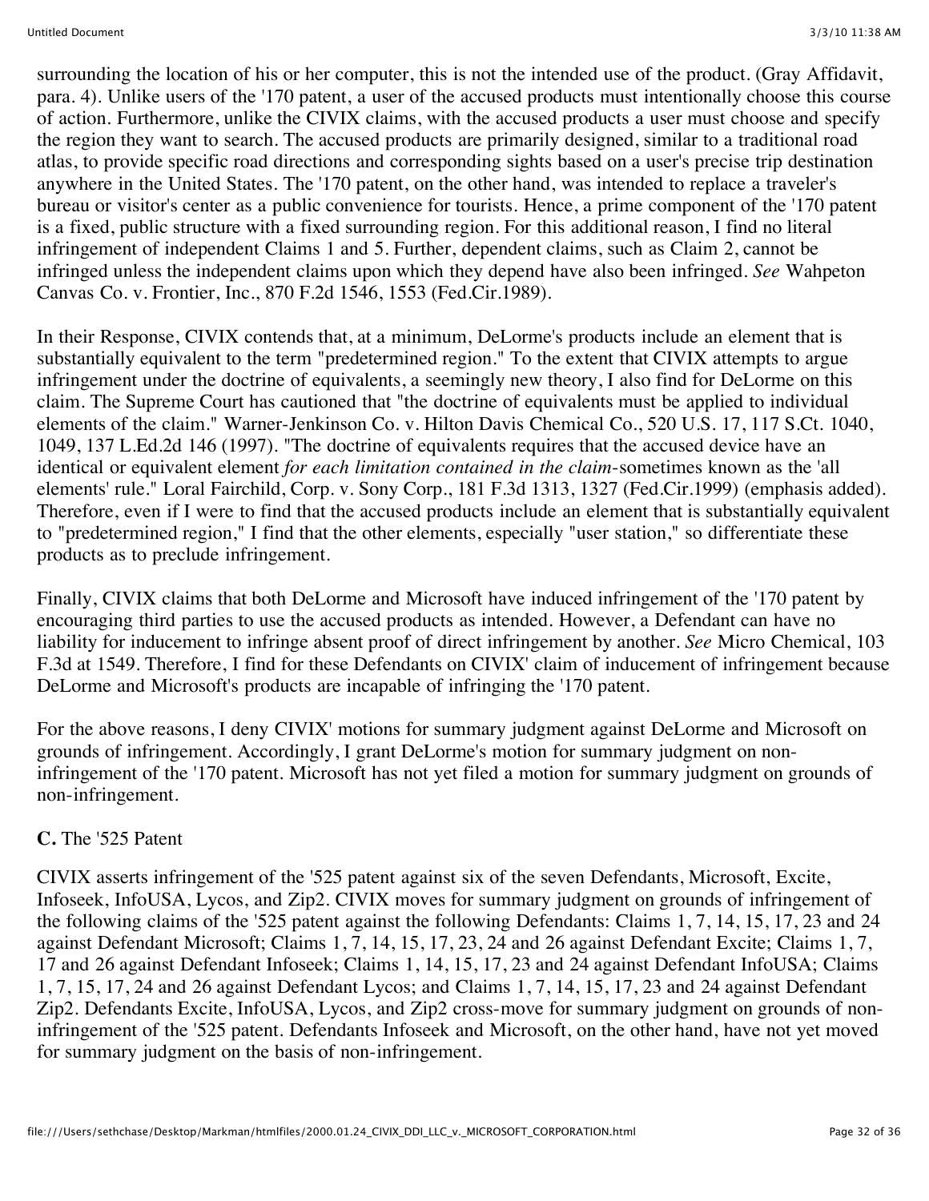surrounding the location of his or her computer, this is not the intended use of the product. (Gray Affidavit, para. 4). Unlike users of the '170 patent, a user of the accused products must intentionally choose this course of action. Furthermore, unlike the CIVIX claims, with the accused products a user must choose and specify the region they want to search. The accused products are primarily designed, similar to a traditional road atlas, to provide specific road directions and corresponding sights based on a user's precise trip destination anywhere in the United States. The '170 patent, on the other hand, was intended to replace a traveler's bureau or visitor's center as a public convenience for tourists. Hence, a prime component of the '170 patent is a fixed, public structure with a fixed surrounding region. For this additional reason, I find no literal infringement of independent Claims 1 and 5. Further, dependent claims, such as Claim 2, cannot be infringed unless the independent claims upon which they depend have also been infringed. *See* Wahpeton Canvas Co. v. Frontier, Inc., 870 F.2d 1546, 1553 (Fed.Cir.1989).

In their Response, CIVIX contends that, at a minimum, DeLorme's products include an element that is substantially equivalent to the term "predetermined region." To the extent that CIVIX attempts to argue infringement under the doctrine of equivalents, a seemingly new theory, I also find for DeLorme on this claim. The Supreme Court has cautioned that "the doctrine of equivalents must be applied to individual elements of the claim." Warner-Jenkinson Co. v. Hilton Davis Chemical Co., 520 U.S. 17, 117 S.Ct. 1040, 1049, 137 L.Ed.2d 146 (1997). "The doctrine of equivalents requires that the accused device have an identical or equivalent element *for each limitation contained in the claim*-sometimes known as the 'all elements' rule." Loral Fairchild, Corp. v. Sony Corp., 181 F.3d 1313, 1327 (Fed.Cir.1999) (emphasis added). Therefore, even if I were to find that the accused products include an element that is substantially equivalent to "predetermined region," I find that the other elements, especially "user station," so differentiate these products as to preclude infringement.

Finally, CIVIX claims that both DeLorme and Microsoft have induced infringement of the '170 patent by encouraging third parties to use the accused products as intended. However, a Defendant can have no liability for inducement to infringe absent proof of direct infringement by another. *See* Micro Chemical, 103 F.3d at 1549. Therefore, I find for these Defendants on CIVIX' claim of inducement of infringement because DeLorme and Microsoft's products are incapable of infringing the '170 patent.

For the above reasons, I deny CIVIX' motions for summary judgment against DeLorme and Microsoft on grounds of infringement. Accordingly, I grant DeLorme's motion for summary judgment on non-infringement of the '170 patent. Microsoft has not yet filed a motion for summary judgment on grounds of non-infringement.

**C.** The '525 Patent

CIVIX asserts infringement of the '525 patent against six of the seven Defendants, Microsoft, Excite, Infoseek, InfoUSA, Lycos, and Zip2. CIVIX moves for summary judgment on grounds of infringement of the following claims of the '525 patent against the following Defendants: Claims 1, 7, 14, 15, 17, 23 and 24 against Defendant Microsoft; Claims 1, 7, 14, 15, 17, 23, 24 and 26 against Defendant Excite; Claims 1, 7, 17 and 26 against Defendant Infoseek; Claims 1, 14, 15, 17, 23 and 24 against Defendant InfoUSA; Claims 1, 7, 15, 17, 24 and 26 against Defendant Lycos; and Claims 1, 7, 14, 15, 17, 23 and 24 against Defendant Zip2. Defendants Excite, InfoUSA, Lycos, and Zip2 cross-move for summary judgment on grounds of non-infringement of the '525 patent. Defendants Infoseek and Microsoft, on the other hand, have not yet moved for summary judgment on the basis of non-infringement.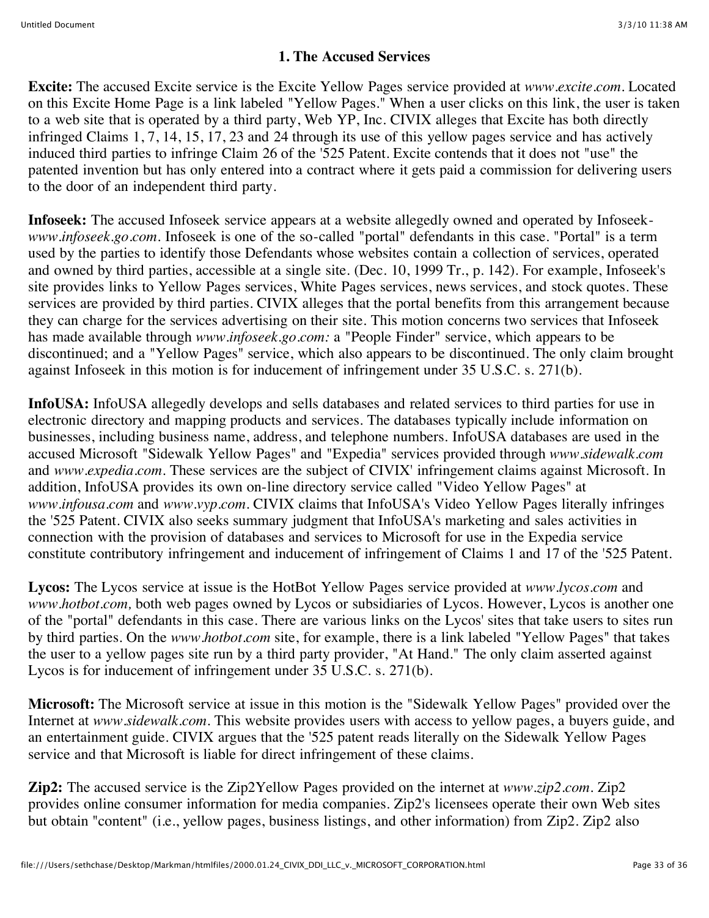### 1. The Accused Services

**Excite:** The accused Excite service is the Excite Yellow Pages service provided at *www.excite.com*. Located on this Excite Home Page is a link labeled "Yellow Pages." When a user clicks on this link, the user is taken to a web site that is operated by a third party, Web YP, Inc. CIVIX alleges that Excite has both directly infringed Claims 1, 7, 14, 15, 17, 23 and 24 through its use of this yellow pages service and has actively induced third parties to infringe Claim 26 of the '525 Patent. Excite contends that it does not "use" the patented invention but has only entered into a contract where it gets paid a commission for delivering users to the door of an independent third party.

**Infoseek:** The accused Infoseek service appears at a website allegedly owned and operated by Infoseek-*www.infoseek.go.com*. Infoseek is one of the so-called "portal" defendants in this case. "Portal" is a term used by the parties to identify those Defendants whose websites contain a collection of services, operated and owned by third parties, accessible at a single site. (Dec. 10, 1999 Tr., p. 142). For example, Infoseek's site provides links to Yellow Pages services, White Pages services, news services, and stock quotes. These services are provided by third parties. CIVIX alleges that the portal benefits from this arrangement because they can charge for the services advertising on their site. This motion concerns two services that Infoseek has made available through *www.infoseek.go.com:* a "People Finder" service, which appears to be discontinued; and a "Yellow Pages" service, which also appears to be discontinued. The only claim brought against Infoseek in this motion is for inducement of infringement under 35 U.S.C. s. 271(b).

**InfoUSA:** InfoUSA allegedly develops and sells databases and related services to third parties for use in electronic directory and mapping products and services. The databases typically include information on businesses, including business name, address, and telephone numbers. InfoUSA databases are used in the accused Microsoft "Sidewalk Yellow Pages" and "Expedia" services provided through *www.sidewalk.com* and *www.expedia.com*. These services are the subject of CIVIX' infringement claims against Microsoft. In addition, InfoUSA provides its own on-line directory service called "Video Yellow Pages" at *www.infousa.com* and *www.vyp.com*. CIVIX claims that InfoUSA's Video Yellow Pages literally infringes the '525 Patent. CIVIX also seeks summary judgment that InfoUSA's marketing and sales activities in connection with the provision of databases and services to Microsoft for use in the Expedia service constitute contributory infringement and inducement of infringement of Claims 1 and 17 of the '525 Patent.

**Lycos:** The Lycos service at issue is the HotBot Yellow Pages service provided at *www.lycos.com* and *www.hotbot.com,* both web pages owned by Lycos or subsidiaries of Lycos. However, Lycos is another one of the "portal" defendants in this case. There are various links on the Lycos' sites that take users to sites run by third parties. On the *www.hotbot.com* site, for example, there is a link labeled "Yellow Pages" that takes the user to a yellow pages site run by a third party provider, "At Hand." The only claim asserted against Lycos is for inducement of infringement under 35 U.S.C. s. 271(b).

**Microsoft:** The Microsoft service at issue in this motion is the "Sidewalk Yellow Pages" provided over the Internet at *www.sidewalk.com*. This website provides users with access to yellow pages, a buyers guide, and an entertainment guide. CIVIX argues that the '525 patent reads literally on the Sidewalk Yellow Pages service and that Microsoft is liable for direct infringement of these claims.

**Zip2:** The accused service is the Zip2Yellow Pages provided on the internet at *www.zip2.com*. Zip2 provides online consumer information for media companies. Zip2's licensees operate their own Web sites but obtain "content" (i.e., yellow pages, business listings, and other information) from Zip2. Zip2 also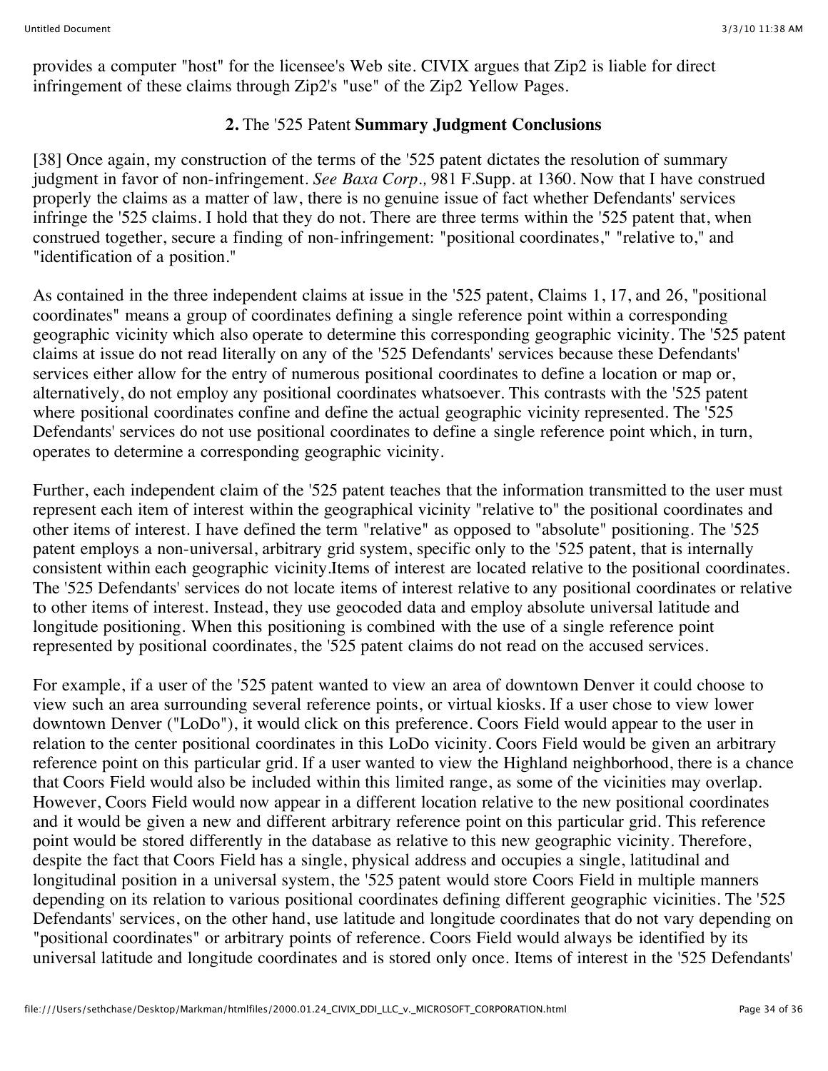provides a computer "host" for the licensee's Web site. CIVIX argues that Zip2 is liable for direct infringement of these claims through Zip2's "use" of the Zip2 Yellow Pages.

**2.** The '525 Patent **Summary Judgment Conclusions**

[38] Once again, my construction of the terms of the '525 patent dictates the resolution of summary judgment in favor of non-infringement. *See Baxa Corp.,* 981 F.Supp. at 1360. Now that I have construed properly the claims as a matter of law, there is no genuine issue of fact whether Defendants' services infringe the '525 claims. I hold that they do not. There are three terms within the '525 patent that, when construed together, secure a finding of non-infringement: "positional coordinates," "relative to," and "identification of a position."

As contained in the three independent claims at issue in the '525 patent, Claims 1, 17, and 26, "positional coordinates" means a group of coordinates defining a single reference point within a corresponding geographic vicinity which also operate to determine this corresponding geographic vicinity. The '525 patent claims at issue do not read literally on any of the '525 Defendants' services because these Defendants' services either allow for the entry of numerous positional coordinates to define a location or map or, alternatively, do not employ any positional coordinates whatsoever. This contrasts with the '525 patent where positional coordinates confine and define the actual geographic vicinity represented. The '525 Defendants' services do not use positional coordinates to define a single reference point which, in turn, operates to determine a corresponding geographic vicinity.

Further, each independent claim of the '525 patent teaches that the information transmitted to the user must represent each item of interest within the geographical vicinity "relative to" the positional coordinates and other items of interest. I have defined the term "relative" as opposed to "absolute" positioning. The '525 patent employs a non-universal, arbitrary grid system, specific only to the '525 patent, that is internally consistent within each geographic vicinity.Items of interest are located relative to the positional coordinates. The '525 Defendants' services do not locate items of interest relative to any positional coordinates or relative to other items of interest. Instead, they use geocoded data and employ absolute universal latitude and longitude positioning. When this positioning is combined with the use of a single reference point represented by positional coordinates, the '525 patent claims do not read on the accused services.

For example, if a user of the '525 patent wanted to view an area of downtown Denver it could choose to view such an area surrounding several reference points, or virtual kiosks. If a user chose to view lower downtown Denver ("LoDo"), it would click on this preference. Coors Field would appear to the user in relation to the center positional coordinates in this LoDo vicinity. Coors Field would be given an arbitrary reference point on this particular grid. If a user wanted to view the Highland neighborhood, there is a chance that Coors Field would also be included within this limited range, as some of the vicinities may overlap. However, Coors Field would now appear in a different location relative to the new positional coordinates and it would be given a new and different arbitrary reference point on this particular grid. This reference point would be stored differently in the database as relative to this new geographic vicinity. Therefore, despite the fact that Coors Field has a single, physical address and occupies a single, latitudinal and longitudinal position in a universal system, the '525 patent would store Coors Field in multiple manners depending on its relation to various positional coordinates defining different geographic vicinities. The '525 Defendants' services, on the other hand, use latitude and longitude coordinates that do not vary depending on "positional coordinates" or arbitrary points of reference. Coors Field would always be identified by its universal latitude and longitude coordinates and is stored only once. Items of interest in the '525 Defendants'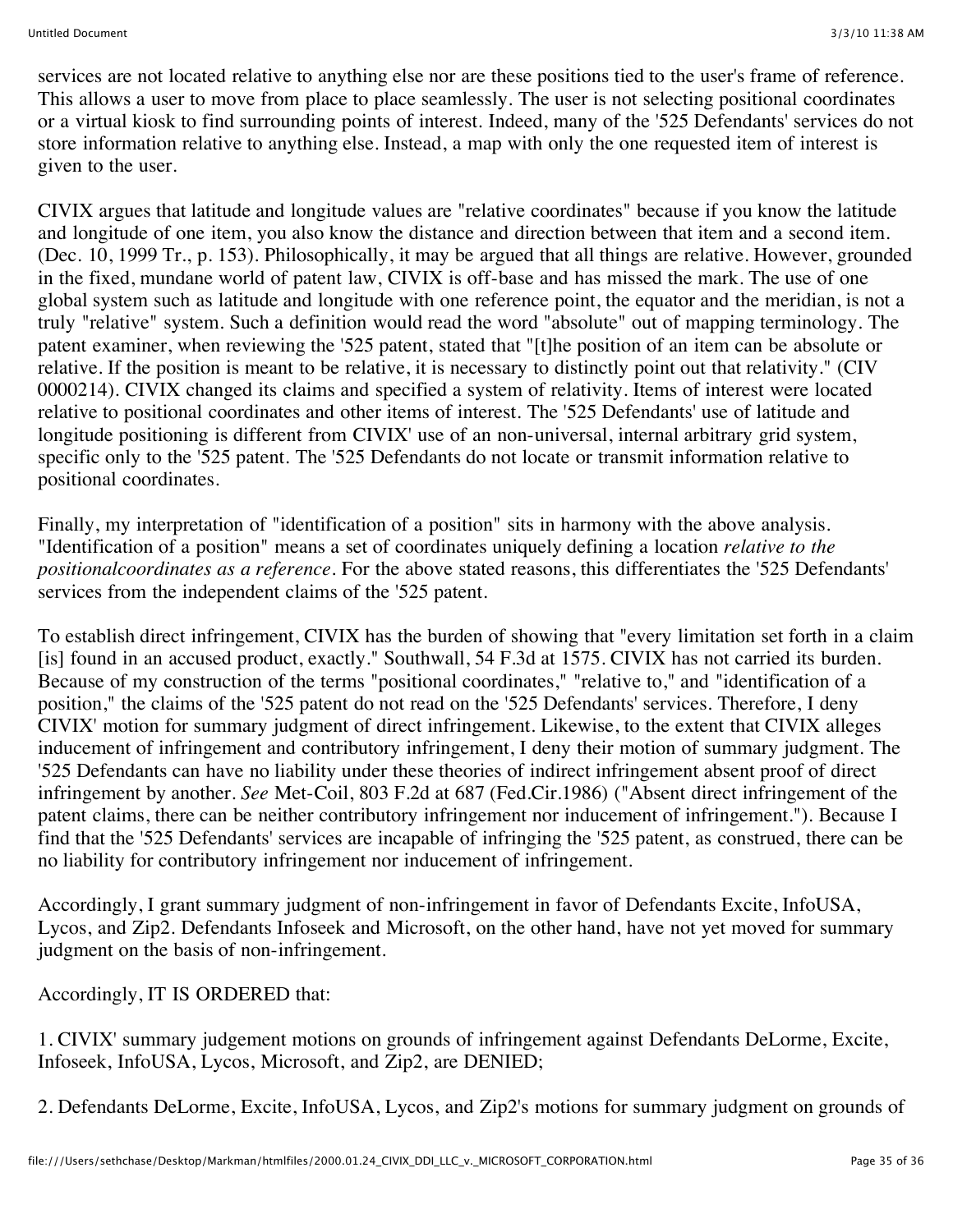services are not located relative to anything else nor are these positions tied to the user's frame of reference. This allows a user to move from place to place seamlessly. The user is not selecting positional coordinates or a virtual kiosk to find surrounding points of interest. Indeed, many of the '525 Defendants' services do not store information relative to anything else. Instead, a map with only the one requested item of interest is given to the user.

CIVIX argues that latitude and longitude values are "relative coordinates" because if you know the latitude and longitude of one item, you also know the distance and direction between that item and a second item. (Dec. 10, 1999 Tr., p. 153). Philosophically, it may be argued that all things are relative. However, grounded in the fixed, mundane world of patent law, CIVIX is off-base and has missed the mark. The use of one global system such as latitude and longitude with one reference point, the equator and the meridian, is not a truly "relative" system. Such a definition would read the word "absolute" out of mapping terminology. The patent examiner, when reviewing the '525 patent, stated that "[t]he position of an item can be absolute or relative. If the position is meant to be relative, it is necessary to distinctly point out that relativity." (CIV 0000214). CIVIX changed its claims and specified a system of relativity. Items of interest were located relative to positional coordinates and other items of interest. The '525 Defendants' use of latitude and longitude positioning is different from CIVIX' use of an non-universal, internal arbitrary grid system, specific only to the '525 patent. The '525 Defendants do not locate or transmit information relative to positional coordinates.

Finally, my interpretation of "identification of a position" sits in harmony with the above analysis. "Identification of a position" means a set of coordinates uniquely defining a location *relative to the positionalcoordinates as a reference*. For the above stated reasons, this differentiates the '525 Defendants' services from the independent claims of the '525 patent.

To establish direct infringement, CIVIX has the burden of showing that "every limitation set forth in a claim [is] found in an accused product, exactly." Southwall, 54 F.3d at 1575. CIVIX has not carried its burden. Because of my construction of the terms "positional coordinates," "relative to," and "identification of a position," the claims of the '525 patent do not read on the '525 Defendants' services. Therefore, I deny CIVIX' motion for summary judgment of direct infringement. Likewise, to the extent that CIVIX alleges inducement of infringement and contributory infringement, I deny their motion of summary judgment. The '525 Defendants can have no liability under these theories of indirect infringement absent proof of direct infringement by another. *See* Met-Coil, 803 F.2d at 687 (Fed.Cir.1986) ("Absent direct infringement of the patent claims, there can be neither contributory infringement nor inducement of infringement."). Because I find that the '525 Defendants' services are incapable of infringing the '525 patent, as construed, there can be no liability for contributory infringement nor inducement of infringement.

Accordingly, I grant summary judgment of non-infringement in favor of Defendants Excite, InfoUSA, Lycos, and Zip2. Defendants Infoseek and Microsoft, on the other hand, have not yet moved for summary judgment on the basis of non-infringement.

Accordingly, IT IS ORDERED that:

1. CIVIX' summary judgement motions on grounds of infringement against Defendants DeLorme, Excite, Infoseek, InfoUSA, Lycos, Microsoft, and Zip2, are DENIED;

2. Defendants DeLorme, Excite, InfoUSA, Lycos, and Zip2's motions for summary judgment on grounds of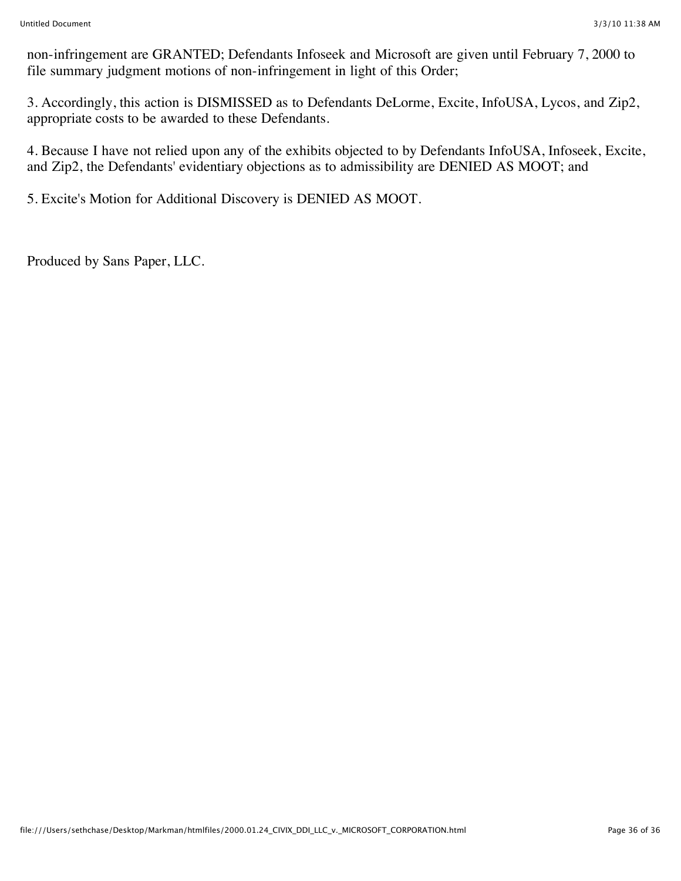non-infringement are GRANTED; Defendants Infoseek and Microsoft are given until February 7, 2000 to file summary judgment motions of non-infringement in light of this Order;

3. Accordingly, this action is DISMISSED as to Defendants DeLorme, Excite, InfoUSA, Lycos, and Zip2, appropriate costs to be awarded to these Defendants.

4. Because I have not relied upon any of the exhibits objected to by Defendants InfoUSA, Infoseek, Excite, and Zip2, the Defendants' evidentiary objections as to admissibility are DENIED AS MOOT; and

5. Excite's Motion for Additional Discovery is DENIED AS MOOT.

Produced by Sans Paper, LLC.